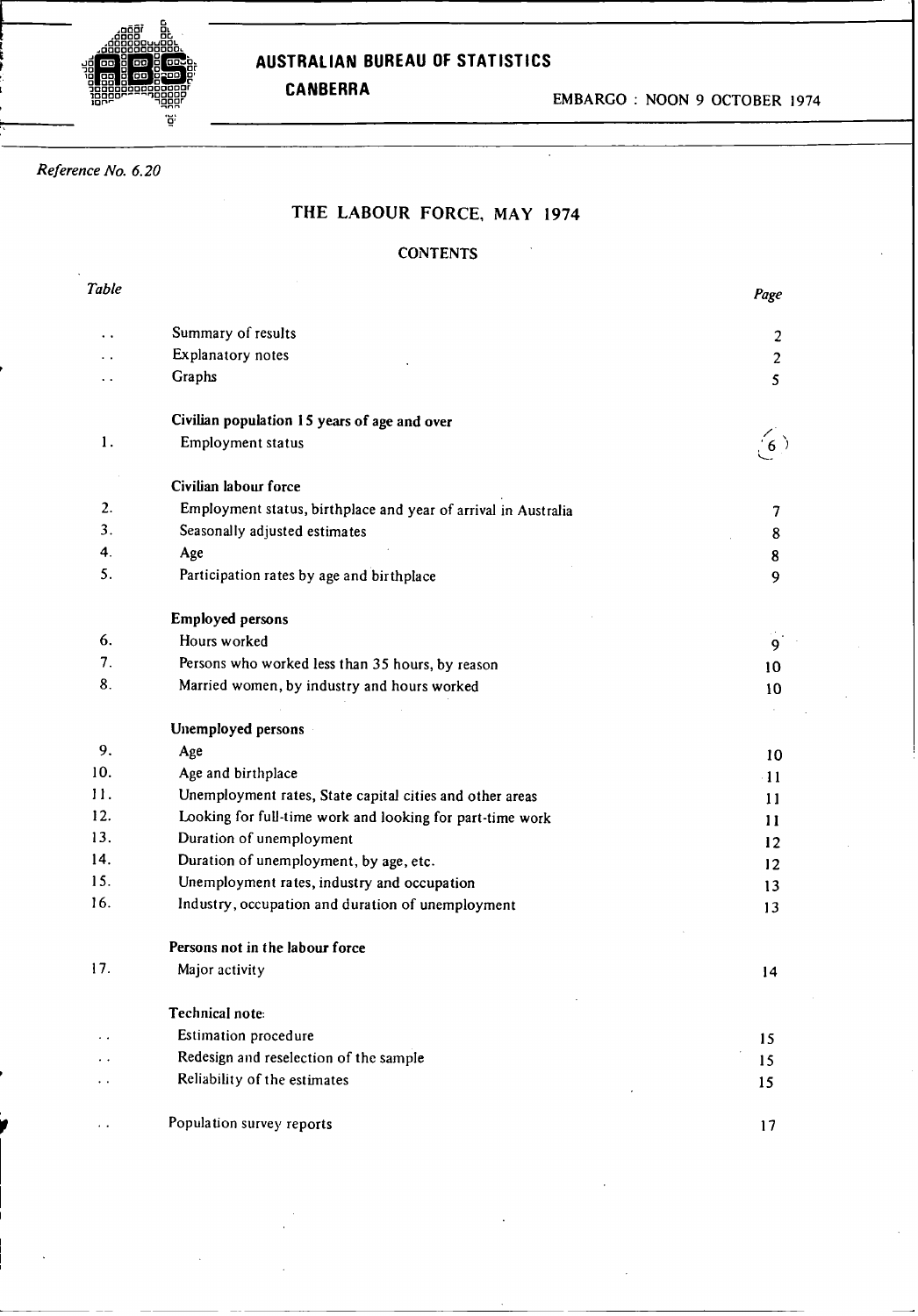**AUSTRALIAN BUREAU OF STATISTICS**

**CANBERRA**

EMBARGO : NOON 9 OCTOBER 1974

*Reference No. 6.20*

# THE LABOUR FORCE, MAY 1974

## CONTENTS

| *Table* | | *Page* |
|---|---|---|
| . . | Summary of results | 2 |
| . . | Explanatory notes | 2 |
| . . | Graphs | 5 |
| | **Civilian population 15 years of age and over** | |
| 1. | Employment status | 6 |
| | **Civilian labour force** | |
| 2. | Employment status, birthplace and year of arrival in Australia | 7 |
| 3. | Seasonally adjusted estimates | 8 |
| 4. | Age | 8 |
| 5. | Participation rates by age and birthplace | 9 |
| | **Employed persons** | |
| 6. | Hours worked | 9 |
| 7. | Persons who worked less than 35 hours, by reason | 10 |
| 8. | Married women, by industry and hours worked | 10 |
| | **Unemployed persons** | |
| 9. | Age | 10 |
| 10. | Age and birthplace | 11 |
| 11. | Unemployment rates, State capital cities and other areas | 11 |
| 12. | Looking for full-time work and looking for part-time work | 11 |
| 13. | Duration of unemployment | 12 |
| 14. | Duration of unemployment, by age, etc. | 12 |
| 15. | Unemployment rates, industry and occupation | 13 |
| 16. | Industry, occupation and duration of unemployment | 13 |
| | **Persons not in the labour force** | |
| 17. | Major activity | 14 |
| | **Technical note:** | |
| . . | Estimation procedure | 15 |
| . . | Redesign and reselection of the sample | 15 |
| . . | Reliability of the estimates | 15 |
| . . | Population survey reports | 17 |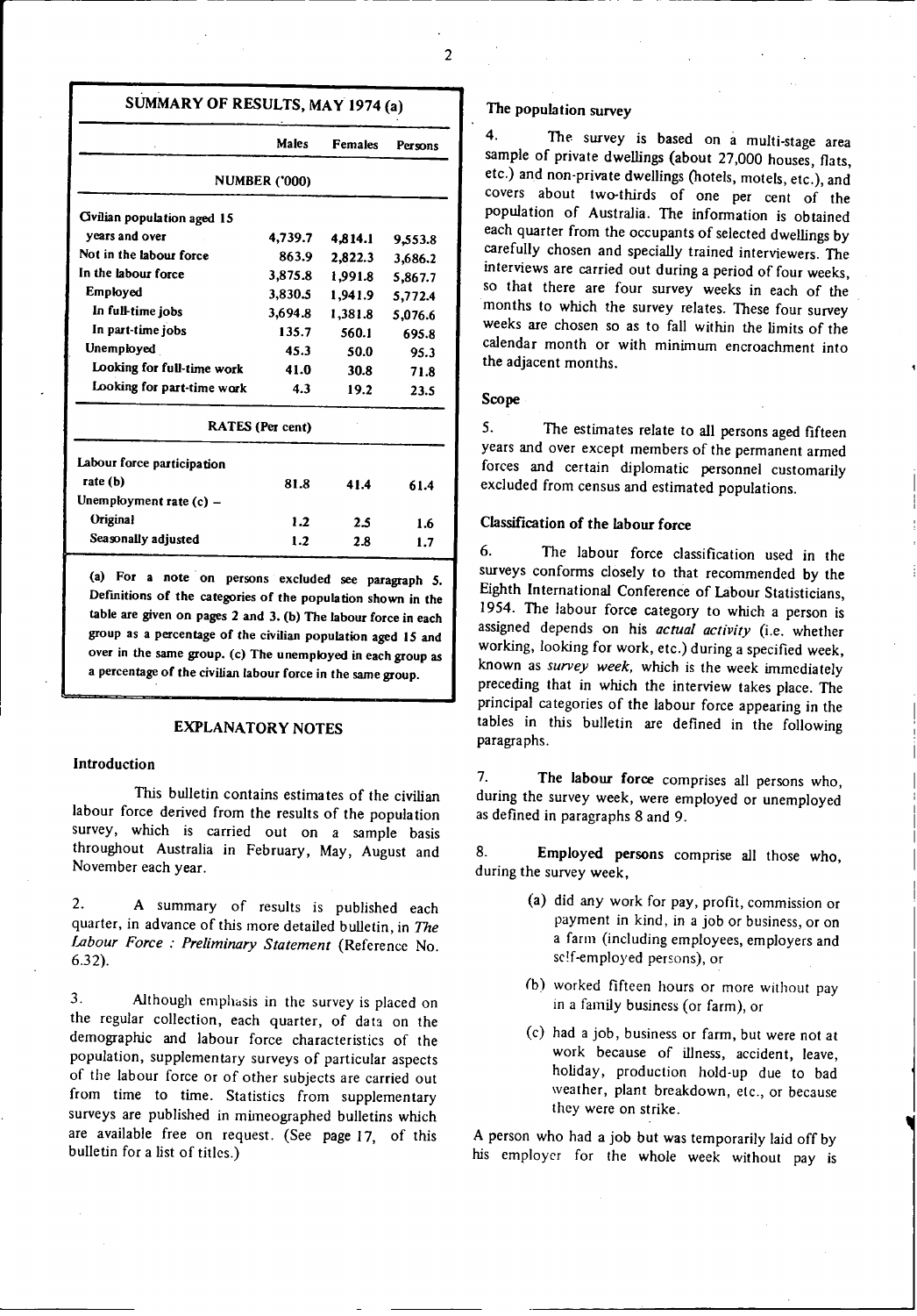## SUMMARY OF RESULTS, MAY 1974 (a)

| | Males | Females | Persons |
|---|---|---|---|
| **NUMBER ('000)** | | | |
| Civilian population aged 15 years and over | 4,739.7 | 4,814.1 | 9,553.8 |
| Not in the labour force | 863.9 | 2,822.3 | 3,686.2 |
| In the labour force | 3,875.8 | 1,991.8 | 5,867.7 |
| Employed | 3,830.5 | 1,941.9 | 5,772.4 |
| In full-time jobs | 3,694.8 | 1,381.8 | 5,076.6 |
| In part-time jobs | 135.7 | 560.1 | 695.8 |
| Unemployed | 45.3 | 50.0 | 95.3 |
| Looking for full-time work | 41.0 | 30.8 | 71.8 |
| Looking for part-time work | 4.3 | 19.2 | 23.5 |
| **RATES (Per cent)** | | | |
| Labour force participation rate (b) | 81.8 | 41.4 | 61.4 |
| Unemployment rate (c) – | | | |
| Original | 1.2 | 2.5 | 1.6 |
| Seasonally adjusted | 1.2 | 2.8 | 1.7 |

(a) For a note on persons excluded see paragraph 5. Definitions of the categories of the population shown in the table are given on pages 2 and 3. (b) The labour force in each group as a percentage of the civilian population aged 15 and over in the same group. (c) The unemployed in each group as a percentage of the civilian labour force in the same group.

## EXPLANATORY NOTES

### Introduction

This bulletin contains estimates of the civilian labour force derived from the results of the population survey, which is carried out on a sample basis throughout Australia in February, May, August and November each year.

2. A summary of results is published each quarter, in advance of this more detailed bulletin, in *The Labour Force : Preliminary Statement* (Reference No. 6.32).

3. Although emphasis in the survey is placed on the regular collection, each quarter, of data on the demographic and labour force characteristics of the population, supplementary surveys of particular aspects of the labour force or of other subjects are carried out from time to time. Statistics from supplementary surveys are published in mimeographed bulletins which are available free on request. (See page 17, of this bulletin for a list of titles.)

### The population survey

4. The survey is based on a multi-stage area sample of private dwellings (about 27,000 houses, flats, etc.) and non-private dwellings (hotels, motels, etc.), and covers about two-thirds of one per cent of the population of Australia. The information is obtained each quarter from the occupants of selected dwellings by carefully chosen and specially trained interviewers. The interviews are carried out during a period of four weeks, so that there are four survey weeks in each of the months to which the survey relates. These four survey weeks are chosen so as to fall within the limits of the calendar month or with minimum encroachment into the adjacent months.

### Scope

5. The estimates relate to all persons aged fifteen years and over except members of the permanent armed forces and certain diplomatic personnel customarily excluded from census and estimated populations.

### Classification of the labour force

6. The labour force classification used in the surveys conforms closely to that recommended by the Eighth International Conference of Labour Statisticians, 1954. The labour force category to which a person is assigned depends on his *actual activity* (i.e. whether working, looking for work, etc.) during a specified week, known as *survey week*, which is the week immediately preceding that in which the interview takes place. The principal categories of the labour force appearing in the tables in this bulletin are defined in the following paragraphs.

7. **The labour force** comprises all persons who, during the survey week, were employed or unemployed as defined in paragraphs 8 and 9.

8. **Employed persons** comprise all those who, during the survey week,

(a) did any work for pay, profit, commission or payment in kind, in a job or business, or on a farm (including employees, employers and self-employed persons), or

(b) worked fifteen hours or more without pay in a family business (or farm), or

(c) had a job, business or farm, but were not at work because of illness, accident, leave, holiday, production hold-up due to bad weather, plant breakdown, etc., or because they were on strike.

A person who had a job but was temporarily laid off by his employer for the whole week without pay is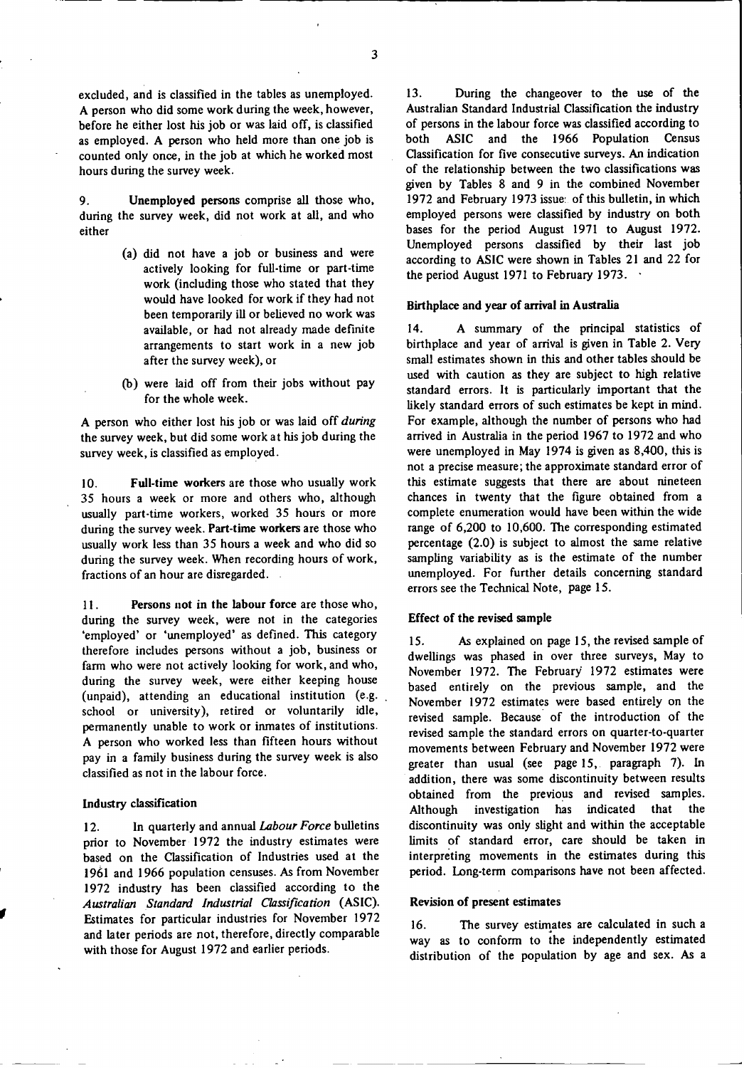excluded, and is classified in the tables as unemployed. A person who did some work during the week, however, before he either lost his job or was laid off, is classified as employed. A person who held more than one job is counted only once, in the job at which he worked most hours during the survey week.

9. **Unemployed persons** comprise all those who, during the survey week, did not work at all, and who either

(a) did not have a job or business and were actively looking for full-time or part-time work (including those who stated that they would have looked for work if they had not been temporarily ill or believed no work was available, or had not already made definite arrangements to start work in a new job after the survey week), or

(b) were laid off from their jobs without pay for the whole week.

A person who either lost his job or was laid off *during* the survey week, but did some work at his job during the survey week, is classified as employed.

10. **Full-time workers** are those who usually work 35 hours a week or more and others who, although usually part-time workers, worked 35 hours or more during the survey week. **Part-time workers** are those who usually work less than 35 hours a week and who did so during the survey week. When recording hours of work, fractions of an hour are disregarded.

11. **Persons not in the labour force** are those who, during the survey week, were not in the categories 'employed' or 'unemployed' as defined. This category therefore includes persons without a job, business or farm who were not actively looking for work, and who, during the survey week, were either keeping house (unpaid), attending an educational institution (e.g. school or university), retired or voluntarily idle, permanently unable to work or inmates of institutions. A person who worked less than fifteen hours without pay in a family business during the survey week is also classified as not in the labour force.

### Industry classification

12. In quarterly and annual *Labour Force* bulletins prior to November 1972 the industry estimates were based on the Classification of Industries used at the 1961 and 1966 population censuses. As from November 1972 industry has been classified according to the *Australian Standard Industrial Classification* (ASIC). Estimates for particular industries for November 1972 and later periods are not, therefore, directly comparable with those for August 1972 and earlier periods.

13. During the changeover to the use of the Australian Standard Industrial Classification the industry of persons in the labour force was classified according to both ASIC and the 1966 Population Census Classification for five consecutive surveys. An indication of the relationship between the two classifications was given by Tables 8 and 9 in the combined November 1972 and February 1973 issue of this bulletin, in which employed persons were classified by industry on both bases for the period August 1971 to August 1972. Unemployed persons classified by their last job according to ASIC were shown in Tables 21 and 22 for the period August 1971 to February 1973.

### Birthplace and year of arrival in Australia

14. A summary of the principal statistics of birthplace and year of arrival is given in Table 2. Very small estimates shown in this and other tables should be used with caution as they are subject to high relative standard errors. It is particularly important that the likely standard errors of such estimates be kept in mind. For example, although the number of persons who had arrived in Australia in the period 1967 to 1972 and who were unemployed in May 1974 is given as 8,400, this is not a precise measure; the approximate standard error of this estimate suggests that there are about nineteen chances in twenty that the figure obtained from a complete enumeration would have been within the wide range of 6,200 to 10,600. The corresponding estimated percentage (2.0) is subject to almost the same relative sampling variability as is the estimate of the number unemployed. For further details concerning standard errors see the Technical Note, page 15.

### Effect of the revised sample

15. As explained on page 15, the revised sample of dwellings was phased in over three surveys, May to November 1972. The February 1972 estimates were based entirely on the previous sample, and the November 1972 estimates were based entirely on the revised sample. Because of the introduction of the revised sample the standard errors on quarter-to-quarter movements between February and November 1972 were greater than usual (see page 15, paragraph 7). In addition, there was some discontinuity between results obtained from the previous and revised samples. Although investigation has indicated that the discontinuity was only slight and within the acceptable limits of standard error, care should be taken in interpreting movements in the estimates during this period. Long-term comparisons have not been affected.

### Revision of present estimates

16. The survey estimates are calculated in such a way as to conform to the independently estimated distribution of the population by age and sex. As a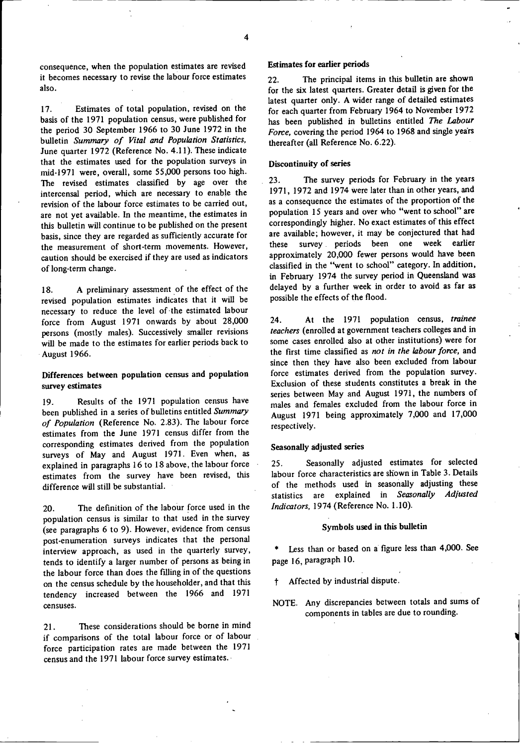consequence, when the population estimates are revised it becomes necessary to revise the labour force estimates also.

17. Estimates of total population, revised on the basis of the 1971 population census, were published for the period 30 September 1966 to 30 June 1972 in the bulletin *Summary of Vital and Population Statistics,* June quarter 1972 (Reference No. 4.11). These indicate that the estimates used for the population surveys in mid-1971 were, overall, some 55,000 persons too high. The revised estimates classified by age over the intercensal period, which are necessary to enable the revision of the labour force estimates to be carried out, are not yet available. In the meantime, the estimates in this bulletin will continue to be published on the present basis, since they are regarded as sufficiently accurate for the measurement of short-term movements. However, caution should be exercised if they are used as indicators of long-term change.

18. A preliminary assessment of the effect of the revised population estimates indicates that it will be necessary to reduce the level of the estimated labour force from August 1971 onwards by about 28,000 persons (mostly males). Successively smaller revisions will be made to the estimates for earlier periods back to August 1966.

### Differences between population census and population survey estimates

19. Results of the 1971 population census have been published in a series of bulletins entitled *Summary of Population* (Reference No. 2.83). The labour force estimates from the June 1971 census differ from the corresponding estimates derived from the population surveys of May and August 1971. Even when, as explained in paragraphs 16 to 18 above, the labour force estimates from the survey have been revised, this difference will still be substantial.

20. The definition of the labour force used in the population census is similar to that used in the survey (see paragraphs 6 to 9). However, evidence from census post-enumeration surveys indicates that the personal interview approach, as used in the quarterly survey, tends to identify a larger number of persons as being in the labour force than does the filling in of the questions on the census schedule by the householder, and that this tendency increased between the 1966 and 1971 censuses.

21. These considerations should be borne in mind if comparisons of the total labour force or of labour force participation rates are made between the 1971 census and the 1971 labour force survey estimates.

### Estimates for earlier periods

22. The principal items in this bulletin are shown for the six latest quarters. Greater detail is given for the latest quarter only. A wider range of detailed estimates for each quarter from February 1964 to November 1972 has been published in bulletins entitled *The Labour Force,* covering the period 1964 to 1968 and single years thereafter (all Reference No. 6.22).

### Discontinuity of series

23. The survey periods for February in the years 1971, 1972 and 1974 were later than in other years, and as a consequence the estimates of the proportion of the population 15 years and over who "went to school" are correspondingly higher. No exact estimates of this effect are available; however, it may be conjectured that had these survey periods been one week earlier approximately 20,000 fewer persons would have been classified in the "went to school" category. In addition, in February 1974 the survey period in Queensland was delayed by a further week in order to avoid as far as possible the effects of the flood.

24. At the 1971 population census, *trainee teachers* (enrolled at government teachers colleges and in some cases enrolled also at other institutions) were for the first time classified as *not in the labour force,* and since then they have also been excluded from labour force estimates derived from the population survey. Exclusion of these students constitutes a break in the series between May and August 1971, the numbers of males and females excluded from the labour force in August 1971 being approximately 7,000 and 17,000 respectively.

### Seasonally adjusted series

25. Seasonally adjusted estimates for selected labour force characteristics are shown in Table 3. Details of the methods used in seasonally adjusting these statistics are explained in *Seasonally Adjusted Indicators,* 1974 (Reference No. 1.10).

### Symbols used in this bulletin

\* Less than or based on a figure less than 4,000. See page 16, paragraph 10.

† Affected by industrial dispute.

NOTE. Any discrepancies between totals and sums of components in tables are due to rounding.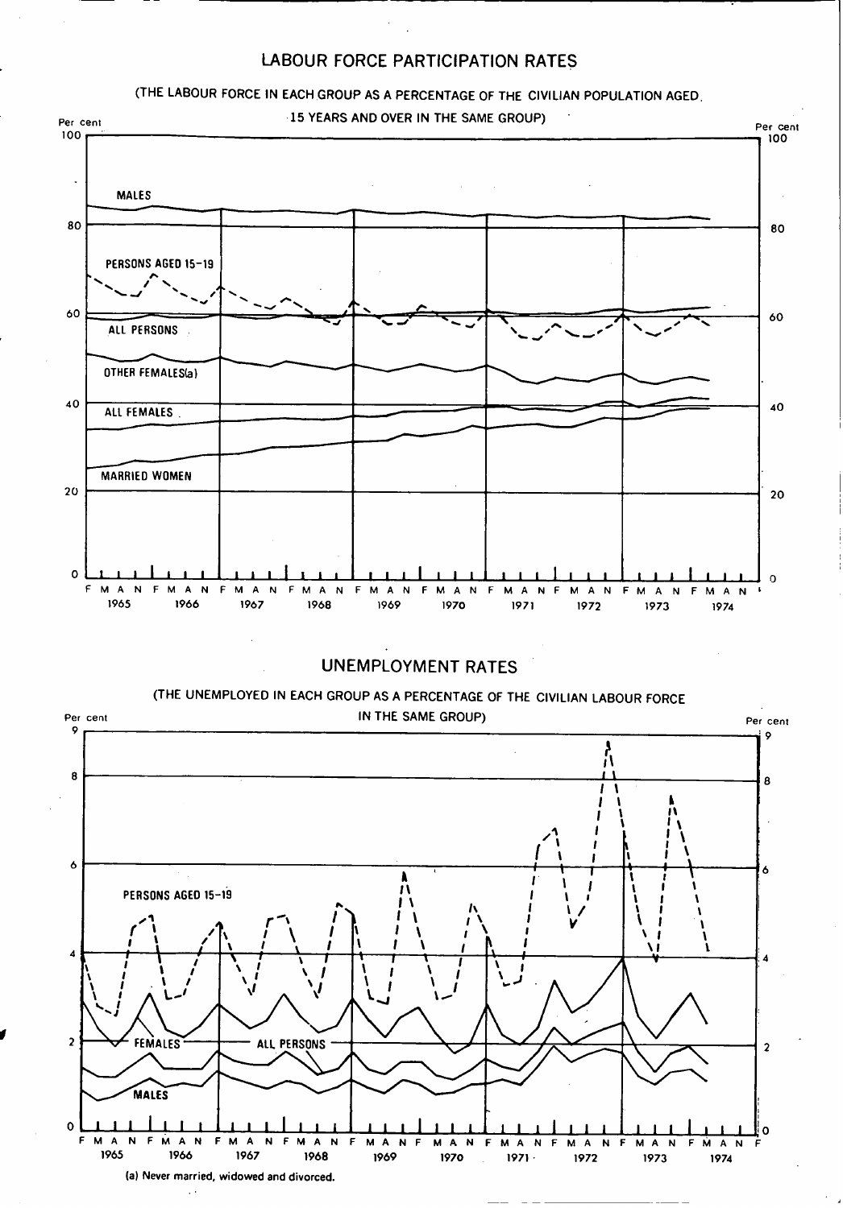## LABOUR FORCE PARTICIPATION RATES

(THE LABOUR FORCE IN EACH GROUP AS A PERCENTAGE OF THE CIVILIAN POPULATION AGED 15 YEARS AND OVER IN THE SAME GROUP)

Per cent

MALES

PERSONS AGED 15-19

ALL PERSONS

OTHER FEMALES(a)

ALL FEMALES

MARRIED WOMEN

F M A N F M A N F M A N F M A N F M A N F M A N F M A N F M A N F M A N F M A N

1965 1966 1967 1968 1969 1970 1971 1972 1973 1974

## UNEMPLOYMENT RATES

(THE UNEMPLOYED IN EACH GROUP AS A PERCENTAGE OF THE CIVILIAN LABOUR FORCE IN THE SAME GROUP)

Per cent

PERSONS AGED 15-19

FEMALES

ALL PERSONS

MALES

F M A N F M A N F M A N F M A N F M A N F M A N F M A N F M A N F M A N F M A N F

1965 1966 1967 1968 1969 1970 1971 1972 1973 1974

(a) Never married, widowed and divorced.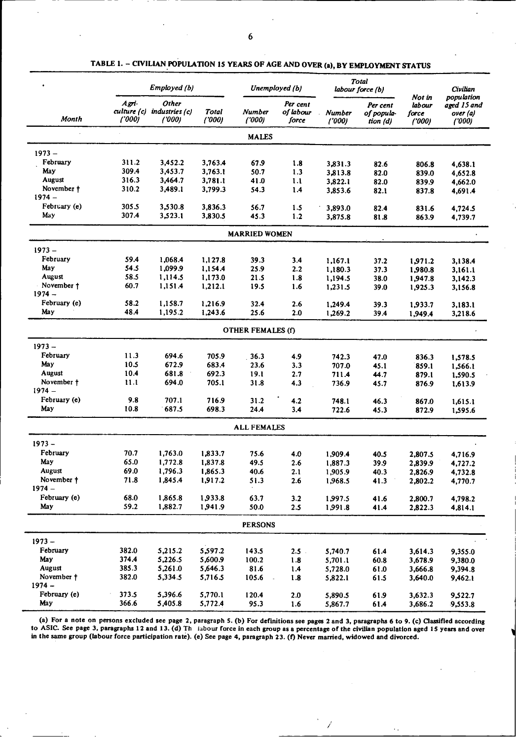## TABLE 1. – CIVILIAN POPULATION 15 YEARS OF AGE AND OVER (a), BY EMPLOYMENT STATUS

| Month | Employed (b) | | | Unemployed (b) | | Total labour force (b) | | Not in labour force ('000) | Civilian population aged 15 and over (a) ('000) |
|---|---|---|---|---|---|---|---|---|---|
| | Agri-culture (c) ('000) | Other industries (c) ('000) | Total ('000) | Number ('000) | Per cent of labour force | Number ('000) | Per cent of popula-tion (d) | | |
| **MALES** | | | | | | | | | |
| 1973 – | | | | | | | | | |
| February | 311.2 | 3,452.2 | 3,763.4 | 67.9 | 1.8 | 3,831.3 | 82.6 | 806.8 | 4,638.1 |
| May | 309.4 | 3,453.7 | 3,763.1 | 50.7 | 1.3 | 3,813.8 | 82.0 | 839.0 | 4,652.8 |
| August | 316.3 | 3,464.7 | 3,781.1 | 41.0 | 1.1 | 3,822.1 | 82.0 | 839.9 | 4,662.0 |
| November † | 310.2 | 3,489.1 | 3,799.3 | 54.3 | 1.4 | 3,853.6 | 82.1 | 837.8 | 4,691.4 |
| 1974 – | | | | | | | | | |
| February (e) | 305.5 | 3,530.8 | 3,836.3 | 56.7 | 1.5 | 3,893.0 | 82.4 | 831.6 | 4,724.5 |
| May | 307.4 | 3,523.1 | 3,830.5 | 45.3 | 1.2 | 3,875.8 | 81.8 | 863.9 | 4,739.7 |
| **MARRIED WOMEN** | | | | | | | | | |
| 1973 – | | | | | | | | | |
| February | 59.4 | 1,068.4 | 1,127.8 | 39.3 | 3.4 | 1,167.1 | 37.2 | 1,971.2 | 3,138.4 |
| May | 54.5 | 1,099.9 | 1,154.4 | 25.9 | 2.2 | 1,180.3 | 37.3 | 1,980.8 | 3,161.1 |
| August | 58.5 | 1,114.5 | 1,173.0 | 21.5 | 1.8 | 1,194.5 | 38.0 | 1,947.8 | 3,142.3 |
| November † | 60.7 | 1,151.4 | 1,212.1 | 19.5 | 1.6 | 1,231.5 | 39.0 | 1,925.3 | 3,156.8 |
| 1974 – | | | | | | | | | |
| February (e) | 58.2 | 1,158.7 | 1,216.9 | 32.4 | 2.6 | 1,249.4 | 39.3 | 1,933.7 | 3,183.1 |
| May | 48.4 | 1,195.2 | 1,243.6 | 25.6 | 2.0 | 1,269.2 | 39.4 | 1,949.4 | 3,218.6 |
| **OTHER FEMALES (f)** | | | | | | | | | |
| 1973 – | | | | | | | | | |
| February | 11.3 | 694.6 | 705.9 | 36.3 | 4.9 | 742.3 | 47.0 | 836.3 | 1,578.5 |
| May | 10.5 | 672.9 | 683.4 | 23.6 | 3.3 | 707.0 | 45.1 | 859.1 | 1,566.1 |
| August | 10.4 | 681.8 | 692.3 | 19.1 | 2.7 | 711.4 | 44.7 | 879.1 | 1,590.5 |
| November † | 11.1 | 694.0 | 705.1 | 31.8 | 4.3 | 736.9 | 45.7 | 876.9 | 1,613.9 |
| 1974 – | | | | | | | | | |
| February (e) | 9.8 | 707.1 | 716.9 | 31.2 | 4.2 | 748.1 | 46.3 | 867.0 | 1,615.1 |
| May | 10.8 | 687.5 | 698.3 | 24.4 | 3.4 | 722.6 | 45.3 | 872.9 | 1,595.6 |
| **ALL FEMALES** | | | | | | | | | |
| 1973 – | | | | | | | | | |
| February | 70.7 | 1,763.0 | 1,833.7 | 75.6 | 4.0 | 1,909.4 | 40.5 | 2,807.5 | 4,716.9 |
| May | 65.0 | 1,772.8 | 1,837.8 | 49.5 | 2.6 | 1,887.3 | 39.9 | 2,839.9 | 4,727.2 |
| August | 69.0 | 1,796.3 | 1,865.3 | 40.6 | 2.1 | 1,905.9 | 40.3 | 2,826.9 | 4,732.8 |
| November † | 71.8 | 1,845.4 | 1,917.2 | 51.3 | 2.6 | 1,968.5 | 41.3 | 2,802.2 | 4,770.7 |
| 1974 – | | | | | | | | | |
| February (e) | 68.0 | 1,865.8 | 1,933.8 | 63.7 | 3.2 | 1,997.5 | 41.6 | 2,800.7 | 4,798.2 |
| May | 59.2 | 1,882.7 | 1,941.9 | 50.0 | 2.5 | 1,991.8 | 41.4 | 2,822.3 | 4,814.1 |
| **PERSONS** | | | | | | | | | |
| 1973 – | | | | | | | | | |
| February | 382.0 | 5,215.2 | 5,597.2 | 143.5 | 2.5 | 5,740.7 | 61.4 | 3,614.3 | 9,355.0 |
| May | 374.4 | 5,226.5 | 5,600.9 | 100.2 | 1.8 | 5,701.1 | 60.8 | 3,678.9 | 9,380.0 |
| August | 385.3 | 5,261.0 | 5,646.3 | 81.6 | 1.4 | 5,728.0 | 61.0 | 3,666.8 | 9,394.8 |
| November † | 382.0 | 5,334.5 | 5,716.5 | 105.6 | 1.8 | 5,822.1 | 61.5 | 3,640.0 | 9,462.1 |
| 1974 – | | | | | | | | | |
| February (e) | 373.5 | 5,396.6 | 5,770.1 | 120.4 | 2.0 | 5,890.5 | 61.9 | 3,632.3 | 9,522.7 |
| May | 366.6 | 5,405.8 | 5,772.4 | 95.3 | 1.6 | 5,867.7 | 61.4 | 3,686.2 | 9,553.8 |

(a) For a note on persons excluded see page 2, paragraph 5. (b) For definitions see pages 2 and 3, paragraphs 6 to 9. (c) Classified according to ASIC. See page 3, paragraphs 12 and 13. (d) The labour force in each group as a percentage of the civilian population aged 15 years and over in the same group (labour force participation rate). (e) See page 4, paragraph 23. (f) Never married, widowed and divorced.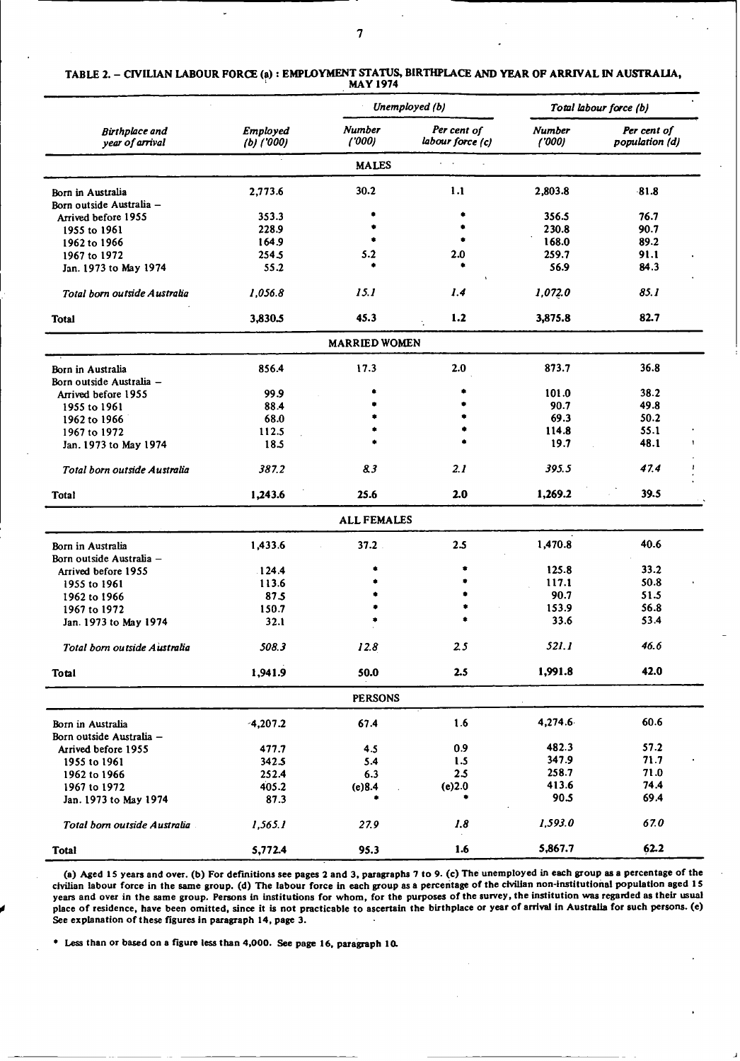**TABLE 2. – CIVILIAN LABOUR FORCE (a) : EMPLOYMENT STATUS, BIRTHPLACE AND YEAR OF ARRIVAL IN AUSTRALIA, MAY 1974**

| *Birthplace and year of arrival* | *Employed (b) ('000)* | *Unemployed (b)* | | *Total labour force (b)* | |
|---|---|---|---|---|---|
| | | *Number ('000)* | *Per cent of labour force (c)* | *Number ('000)* | *Per cent of population (d)* |
| | | **MALES** | | | |
| Born in Australia | 2,773.6 | 30.2 | 1.1 | 2,803.8 | 81.8 |
| Born outside Australia – | | | | | |
| Arrived before 1955 | 353.3 | * | * | 356.5 | 76.7 |
| 1955 to 1961 | 228.9 | * | * | 230.8 | 90.7 |
| 1962 to 1966 | 164.9 | * | * | 168.0 | 89.2 |
| 1967 to 1972 | 254.5 | 5.2 | 2.0 | 259.7 | 91.1 |
| Jan. 1973 to May 1974 | 55.2 | * | * | 56.9 | 84.3 |
| *Total born outside Australia* | *1,056.8* | *15.1* | *1.4* | *1,072.0* | *85.1* |
| **Total** | **3,830.5** | **45.3** | **1.2** | **3,875.8** | **82.7** |
| | | **MARRIED WOMEN** | | | |
| Born in Australia | 856.4 | 17.3 | 2.0 | 873.7 | 36.8 |
| Born outside Australia – | | | | | |
| Arrived before 1955 | 99.9 | * | * | 101.0 | 38.2 |
| 1955 to 1961 | 88.4 | * | * | 90.7 | 49.8 |
| 1962 to 1966 | 68.0 | * | * | 69.3 | 50.2 |
| 1967 to 1972 | 112.5 | * | * | 114.8 | 55.1 |
| Jan. 1973 to May 1974 | 18.5 | * | * | 19.7 | 48.1 |
| *Total born outside Australia* | *387.2* | *8.3* | *2.1* | *395.5* | *47.4* |
| **Total** | **1,243.6** | **25.6** | **2.0** | **1,269.2** | **39.5** |
| | | **ALL FEMALES** | | | |
| Born in Australia | 1,433.6 | 37.2 | 2.5 | 1,470.8 | 40.6 |
| Born outside Australia – | | | | | |
| Arrived before 1955 | 124.4 | * | * | 125.8 | 33.2 |
| 1955 to 1961 | 113.6 | * | * | 117.1 | 50.8 |
| 1962 to 1966 | 87.5 | * | * | 90.7 | 51.5 |
| 1967 to 1972 | 150.7 | * | * | 153.9 | 56.8 |
| Jan. 1973 to May 1974 | 32.1 | * | * | 33.6 | 53.4 |
| *Total born outside Australia* | *508.3* | *12.8* | *2.5* | *521.1* | *46.6* |
| **Total** | **1,941.9** | **50.0** | **2.5** | **1,991.8** | **42.0** |
| | | **PERSONS** | | | |
| Born in Australia | 4,207.2 | 67.4 | 1.6 | 4,274.6 | 60.6 |
| Born outside Australia – | | | | | |
| Arrived before 1955 | 477.7 | 4.5 | 0.9 | 482.3 | 57.2 |
| 1955 to 1961 | 342.5 | 5.4 | 1.5 | 347.9 | 71.7 |
| 1962 to 1966 | 252.4 | 6.3 | 2.5 | 258.7 | 71.0 |
| 1967 to 1972 | 405.2 | (e)8.4 | (e)2.0 | 413.6 | 74.4 |
| Jan. 1973 to May 1974 | 87.3 | * | * | 90.5 | 69.4 |
| *Total born outside Australia* | *1,565.1* | *27.9* | *1.8* | *1,593.0* | *67.0* |
| **Total** | **5,772.4** | **95.3** | **1.6** | **5,867.7** | **62.2** |

(a) Aged 15 years and over. (b) For definitions see pages 2 and 3, paragraphs 7 to 9. (c) The unemployed in each group as a percentage of the civilian labour force in the same group. (d) The labour force in each group as a percentage of the civilian non-institutional population aged 15 years and over in the same group. Persons in institutions for whom, for the purposes of the survey, the institution was regarded as their usual place of residence, have been omitted, since it is not practicable to ascertain the birthplace or year of arrival in Australia for such persons. (e) See explanation of these figures in paragraph 14, page 3.

* Less than or based on a figure less than 4,000. See page 16, paragraph 10.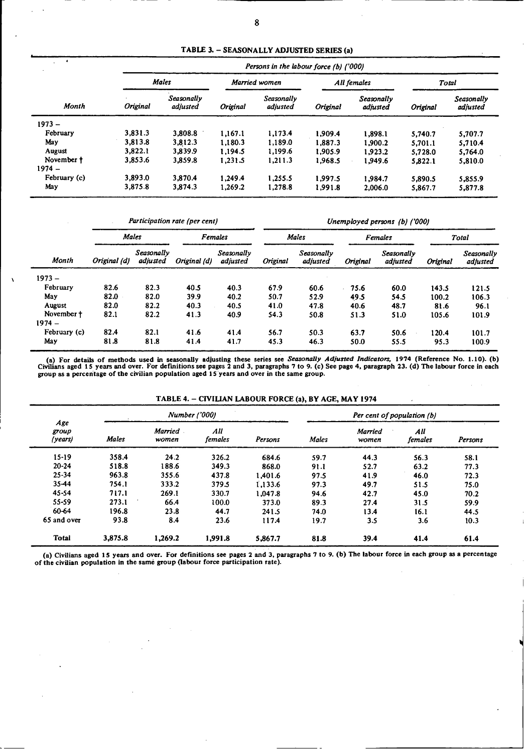## TABLE 3. – SEASONALLY ADJUSTED SERIES (a)

| Month | Persons in the labour force (b) ('000) | | | | | | | |
|---|---|---|---|---|---|---|---|---|
| | Males | | Married women | | All females | | Total | |
| | Original | Seasonally adjusted | Original | Seasonally adjusted | Original | Seasonally adjusted | Original | Seasonally adjusted |
| 1973 – | | | | | | | | |
| February | 3,831.3 | 3,808.8 | 1,167.1 | 1,173.4 | 1,909.4 | 1,898.1 | 5,740.7 | 5,707.7 |
| May | 3,813.8 | 3,812.3 | 1,180.3 | 1,189.0 | 1,887.3 | 1,900.2 | 5,701.1 | 5,710.4 |
| August | 3,822.1 | 3,839.9 | 1,194.5 | 1,199.6 | 1,905.9 | 1,923.2 | 5,728.0 | 5,764.0 |
| November † | 3,853.6 | 3,859.8 | 1,231.5 | 1,211.3 | 1,968.5 | 1,949.6 | 5,822.1 | 5,810.0 |
| 1974 – | | | | | | | | |
| February (c) | 3,893.0 | 3,870.4 | 1,249.4 | 1,255.5 | 1,997.5 | 1,984.7 | 5,890.5 | 5,855.9 |
| May | 3,875.8 | 3,874.3 | 1,269.2 | 1,278.8 | 1,991.8 | 2,006.0 | 5,867.7 | 5,877.8 |

| Month | Participation rate (per cent) | | | | Unemployed persons (b) ('000) | | | | | |
|---|---|---|---|---|---|---|---|---|---|---|
| | Males | | Females | | Males | | Females | | Total | |
| | Original (d) | Seasonally adjusted | Original (d) | Seasonally adjusted | Original | Seasonally adjusted | Original | Seasonally adjusted | Original | Seasonally adjusted |
| 1973 – | | | | | | | | | | |
| February | 82.6 | 82.3 | 40.5 | 40.3 | 67.9 | 60.6 | 75.6 | 60.0 | 143.5 | 121.5 |
| May | 82.0 | 82.0 | 39.9 | 40.2 | 50.7 | 52.9 | 49.5 | 54.5 | 100.2 | 106.3 |
| August | 82.0 | 82.2 | 40.3 | 40.5 | 41.0 | 47.8 | 40.6 | 48.7 | 81.6 | 96.1 |
| November † | 82.1 | 82.2 | 41.3 | 40.9 | 54.3 | 50.8 | 51.3 | 51.0 | 105.6 | 101.9 |
| 1974 – | | | | | | | | | | |
| February (c) | 82.4 | 82.1 | 41.6 | 41.4 | 56.7 | 50.3 | 63.7 | 50.6 | 120.4 | 101.7 |
| May | 81.8 | 81.8 | 41.4 | 41.7 | 45.3 | 46.3 | 50.0 | 55.5 | 95.3 | 100.9 |

(a) For details of methods used in seasonally adjusting these series see *Seasonally Adjusted Indicators*, 1974 (Reference No. 1.10). (b) Civilians aged 15 years and over. For definitions see pages 2 and 3, paragraphs 7 to 9. (c) See page 4, paragraph 23. (d) The labour force in each group as a percentage of the civilian population aged 15 years and over in the same group.

## TABLE 4. – CIVILIAN LABOUR FORCE (a), BY AGE, MAY 1974

| Age group (years) | Number ('000) | | | | Per cent of population (b) | | | |
|---|---|---|---|---|---|---|---|---|
| | Males | Married women | All females | Persons | Males | Married women | All females | Persons |
| 15-19 | 358.4 | 24.2 | 326.2 | 684.6 | 59.7 | 44.3 | 56.3 | 58.1 |
| 20-24 | 518.8 | 188.6 | 349.3 | 868.0 | 91.1 | 52.7 | 63.2 | 77.3 |
| 25-34 | 963.8 | 355.6 | 437.8 | 1,401.6 | 97.5 | 41.9 | 46.0 | 72.3 |
| 35-44 | 754.1 | 333.2 | 379.5 | 1,133.6 | 97.3 | 49.7 | 51.5 | 75.0 |
| 45-54 | 717.1 | 269.1 | 330.7 | 1,047.8 | 94.6 | 42.7 | 45.0 | 70.2 |
| 55-59 | 273.1 | 66.4 | 100.0 | 373.0 | 89.3 | 27.4 | 31.5 | 59.9 |
| 60-64 | 196.8 | 23.8 | 44.7 | 241.5 | 74.0 | 13.4 | 16.1 | 44.5 |
| 65 and over | 93.8 | 8.4 | 23.6 | 117.4 | 19.7 | 3.5 | 3.6 | 10.3 |
| **Total** | 3,875.8 | 1,269.2 | 1,991.8 | 5,867.7 | 81.8 | 39.4 | 41.4 | 61.4 |

(a) Civilians aged 15 years and over. For definitions see pages 2 and 3, paragraphs 7 to 9. (b) The labour force in each group as a percentage of the civilian population in the same group (labour force participation rate).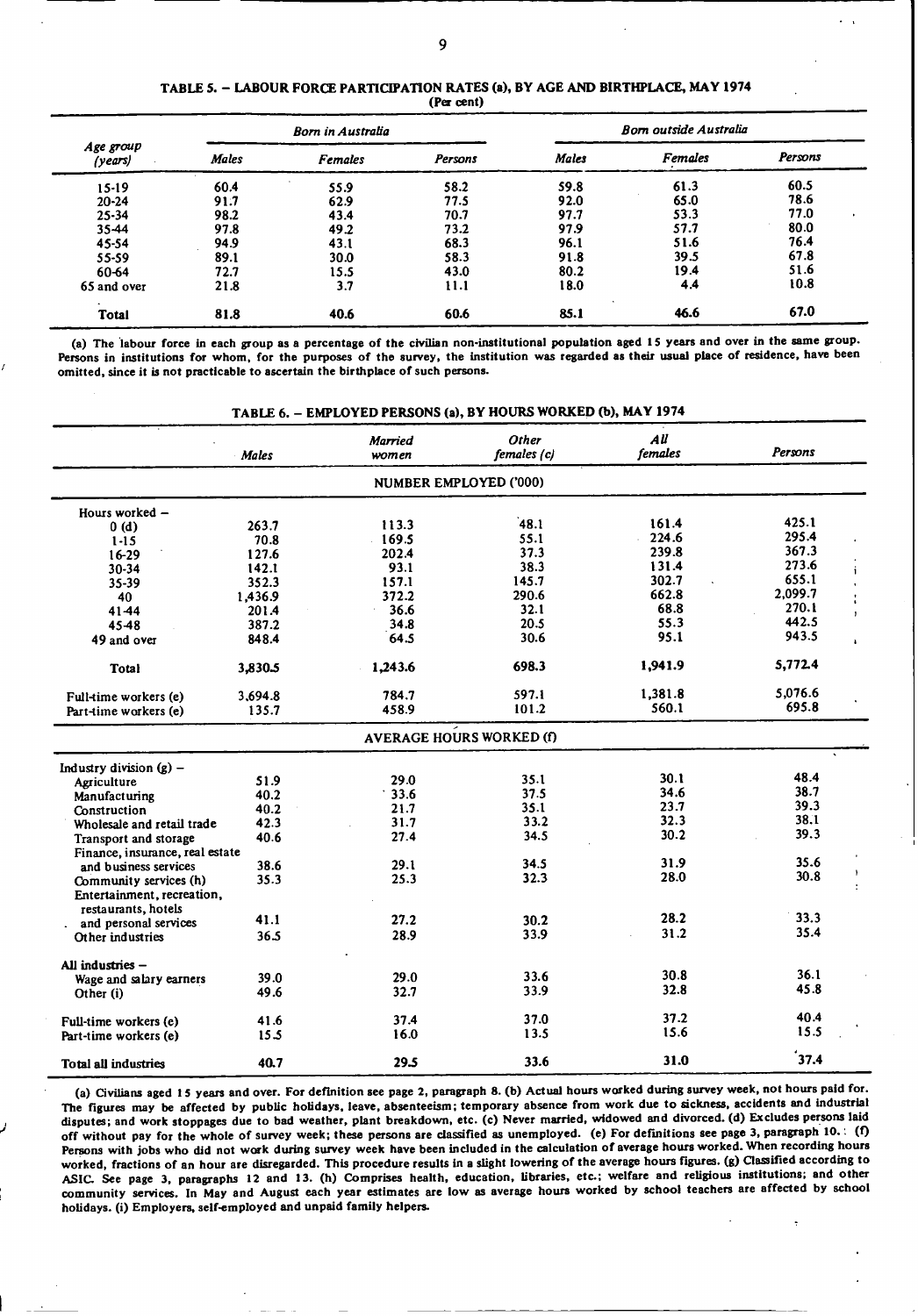## TABLE 5. – LABOUR FORCE PARTICIPATION RATES (a), BY AGE AND BIRTHPLACE, MAY 1974

(Per cent)

| Age group (years) | Born in Australia | | | Born outside Australia | | |
|---|---|---|---|---|---|---|
| | Males | Females | Persons | Males | Females | Persons |
| 15-19 | 60.4 | 55.9 | 58.2 | 59.8 | 61.3 | 60.5 |
| 20-24 | 91.7 | 62.9 | 77.5 | 92.0 | 65.0 | 78.6 |
| 25-34 | 98.2 | 43.4 | 70.7 | 97.7 | 53.3 | 77.0 |
| 35-44 | 97.8 | 49.2 | 73.2 | 97.9 | 57.7 | 80.0 |
| 45-54 | 94.9 | 43.1 | 68.3 | 96.1 | 51.6 | 76.4 |
| 55-59 | 89.1 | 30.0 | 58.3 | 91.8 | 39.5 | 67.8 |
| 60-64 | 72.7 | 15.5 | 43.0 | 80.2 | 19.4 | 51.6 |
| 65 and over | 21.8 | 3.7 | 11.1 | 18.0 | 4.4 | 10.8 |
| **Total** | **81.8** | **40.6** | **60.6** | **85.1** | **46.6** | **67.0** |

(a) The labour force in each group as a percentage of the civilian non-institutional population aged 15 years and over in the same group. Persons in institutions for whom, for the purposes of the survey, the institution was regarded as their usual place of residence, have been omitted, since it is not practicable to ascertain the birthplace of such persons.

## TABLE 6. – EMPLOYED PERSONS (a), BY HOURS WORKED (b), MAY 1974

| | Males | Married women | Other females (c) | All females | Persons |
|---|---|---|---|---|---|
| | | | NUMBER EMPLOYED ('000) | | |
| Hours worked – | | | | | |
| 0 (d) | 263.7 | 113.3 | 48.1 | 161.4 | 425.1 |
| 1-15 | 70.8 | 169.5 | 55.1 | 224.6 | 295.4 |
| 16-29 | 127.6 | 202.4 | 37.3 | 239.8 | 367.3 |
| 30-34 | 142.1 | 93.1 | 38.3 | 131.4 | 273.6 |
| 35-39 | 352.3 | 157.1 | 145.7 | 302.7 | 655.1 |
| 40 | 1,436.9 | 372.2 | 290.6 | 662.8 | 2,099.7 |
| 41-44 | 201.4 | 36.6 | 32.1 | 68.8 | 270.1 |
| 45-48 | 387.2 | 34.8 | 20.5 | 55.3 | 442.5 |
| 49 and over | 848.4 | 64.5 | 30.6 | 95.1 | 943.5 |
| **Total** | **3,830.5** | **1,243.6** | **698.3** | **1,941.9** | **5,772.4** |
| Full-time workers (e) | 3,694.8 | 784.7 | 597.1 | 1,381.8 | 5,076.6 |
| Part-time workers (e) | 135.7 | 458.9 | 101.2 | 560.1 | 695.8 |
| | | | AVERAGE HOURS WORKED (f) | | |
| Industry division (g) – | | | | | |
| Agriculture | 51.9 | 29.0 | 35.1 | 30.1 | 48.4 |
| Manufacturing | 40.2 | 33.6 | 37.5 | 34.6 | 38.7 |
| Construction | 40.2 | 21.7 | 35.1 | 23.7 | 39.3 |
| Wholesale and retail trade | 42.3 | 31.7 | 33.2 | 32.3 | 38.1 |
| Transport and storage | 40.6 | 27.4 | 34.5 | 30.2 | 39.3 |
| Finance, insurance, real estate and business services | 38.6 | 29.1 | 34.5 | 31.9 | 35.6 |
| Community services (h) | 35.3 | 25.3 | 32.3 | 28.0 | 30.8 |
| Entertainment, recreation, restaurants, hotels and personal services | 41.1 | 27.2 | 30.2 | 28.2 | 33.3 |
| Other industries | 36.5 | 28.9 | 33.9 | 31.2 | 35.4 |
| All industries – | | | | | |
| Wage and salary earners | 39.0 | 29.0 | 33.6 | 30.8 | 36.1 |
| Other (i) | 49.6 | 32.7 | 33.9 | 32.8 | 45.8 |
| Full-time workers (e) | 41.6 | 37.4 | 37.0 | 37.2 | 40.4 |
| Part-time workers (e) | 15.5 | 16.0 | 13.5 | 15.6 | 15.5 |
| **Total all industries** | **40.7** | **29.5** | **33.6** | **31.0** | **37.4** |

(a) Civilians aged 15 years and over. For definition see page 2, paragraph 8. (b) Actual hours worked during survey week, not hours paid for. The figures may be affected by public holidays, leave, absenteeism; temporary absence from work due to sickness, accidents and industrial disputes; and work stoppages due to bad weather, plant breakdown, etc. (c) Never married, widowed and divorced. (d) Excludes persons laid off without pay for the whole of survey week; these persons are classified as unemployed. (e) For definitions see page 3, paragraph 10. (f) Persons with jobs who did not work during survey week have been included in the calculation of average hours worked. When recording hours worked, fractions of an hour are disregarded. This procedure results in a slight lowering of the average hours figures. (g) Classified according to ASIC. See page 3, paragraphs 12 and 13. (h) Comprises health, education, libraries, etc.; welfare and religious institutions; and other community services. In May and August each year estimates are low as average hours worked by school teachers are affected by school holidays. (i) Employers, self-employed and unpaid family helpers.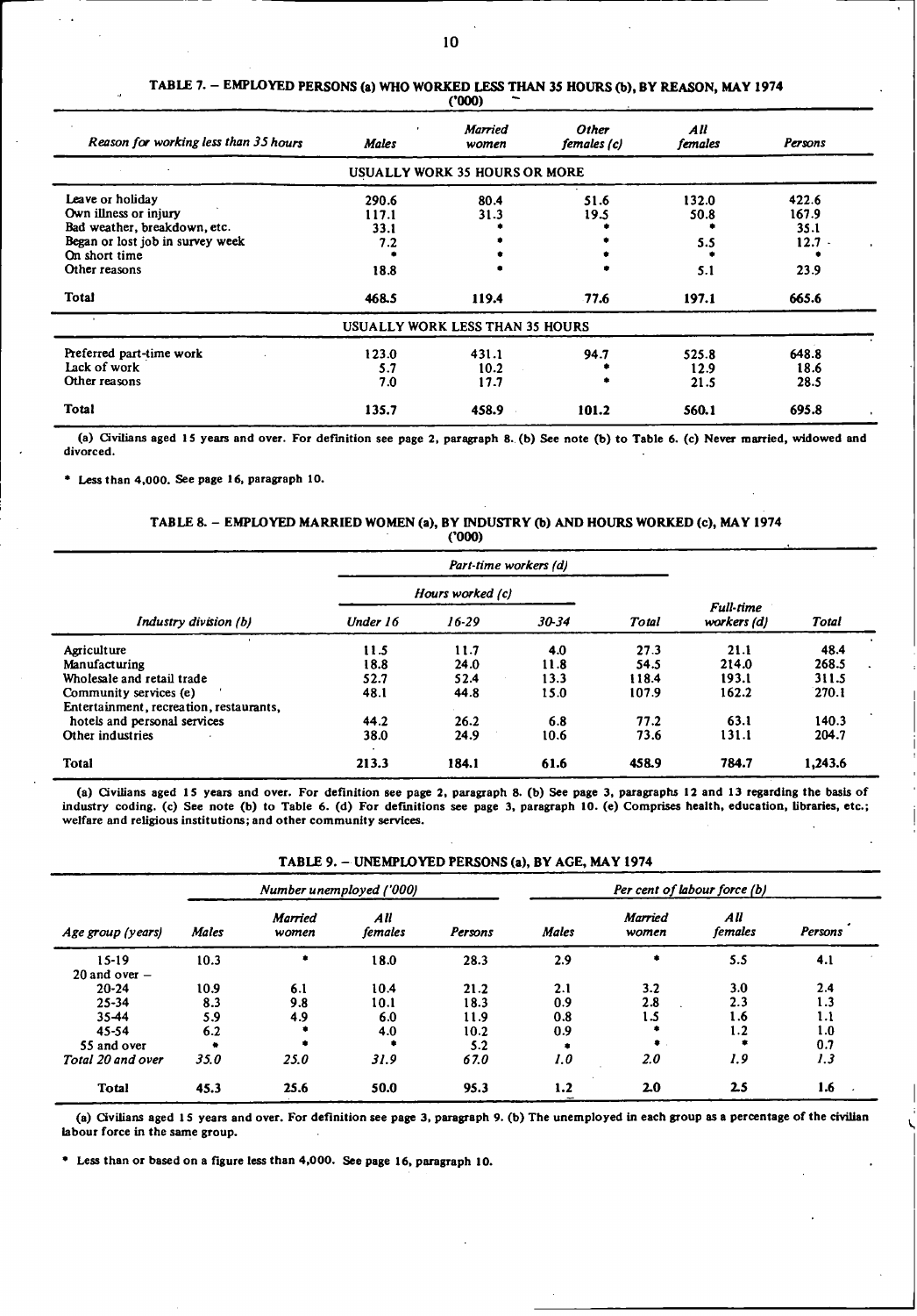## TABLE 7. – EMPLOYED PERSONS (a) WHO WORKED LESS THAN 35 HOURS (b), BY REASON, MAY 1974

('000)

| Reason for working less than 35 hours | Males | Married women | Other females (c) | All females | Persons |
|---|---|---|---|---|---|
| USUALLY WORK 35 HOURS OR MORE | | | | | |
| Leave or holiday | 290.6 | 80.4 | 51.6 | 132.0 | 422.6 |
| Own illness or injury | 117.1 | 31.3 | 19.5 | 50.8 | 167.9 |
| Bad weather, breakdown, etc. | 33.1 | * | * | * | 35.1 |
| Began or lost job in survey week | 7.2 | * | * | 5.5 | 12.7 |
| On short time | * | * | * | * | * |
| Other reasons | 18.8 | * | * | 5.1 | 23.9 |
| **Total** | 468.5 | 119.4 | 77.6 | 197.1 | 665.6 |
| USUALLY WORK LESS THAN 35 HOURS | | | | | |
| Preferred part-time work | 123.0 | 431.1 | 94.7 | 525.8 | 648.8 |
| Lack of work | 5.7 | 10.2 | * | 12.9 | 18.6 |
| Other reasons | 7.0 | 17.7 | * | 21.5 | 28.5 |
| **Total** | 135.7 | 458.9 | 101.2 | 560.1 | 695.8 |

(a) Civilians aged 15 years and over. For definition see page 2, paragraph 8. (b) See note (b) to Table 6. (c) Never married, widowed and divorced.

\* Less than 4,000. See page 16, paragraph 10.

## TABLE 8. – EMPLOYED MARRIED WOMEN (a), BY INDUSTRY (b) AND HOURS WORKED (c), MAY 1974

('000)

| Industry division (b) | Part-time workers (d) | | | | Full-time workers (d) | Total |
|---|---|---|---|---|---|---|
| | Hours worked (c) | | | Total | | |
| | Under 16 | 16-29 | 30-34 | | | |
| Agriculture | 11.5 | 11.7 | 4.0 | 27.3 | 21.1 | 48.4 |
| Manufacturing | 18.8 | 24.0 | 11.8 | 54.5 | 214.0 | 268.5 |
| Wholesale and retail trade | 52.7 | 52.4 | 13.3 | 118.4 | 193.1 | 311.5 |
| Community services (e) | 48.1 | 44.8 | 15.0 | 107.9 | 162.2 | 270.1 |
| Entertainment, recreation, restaurants, hotels and personal services | 44.2 | 26.2 | 6.8 | 77.2 | 63.1 | 140.3 |
| Other industries | 38.0 | 24.9 | 10.6 | 73.6 | 131.1 | 204.7 |
| **Total** | 213.3 | 184.1 | 61.6 | 458.9 | 784.7 | 1,243.6 |

(a) Civilians aged 15 years and over. For definition see page 2, paragraph 8. (b) See page 3, paragraphs 12 and 13 regarding the basis of industry coding. (c) See note (b) to Table 6. (d) For definitions see page 3, paragraph 10. (e) Comprises health, education, libraries, etc.; welfare and religious institutions; and other community services.

## TABLE 9. – UNEMPLOYED PERSONS (a), BY AGE, MAY 1974

| Age group (years) | Number unemployed ('000) | | | | Per cent of labour force (b) | | | |
|---|---|---|---|---|---|---|---|---|
| | Males | Married women | All females | Persons | Males | Married women | All females | Persons |
| 15-19 | 10.3 | * | 18.0 | 28.3 | 2.9 | * | 5.5 | 4.1 |
| 20 and over – | | | | | | | | |
| 20-24 | 10.9 | 6.1 | 10.4 | 21.2 | 2.1 | 3.2 | 3.0 | 2.4 |
| 25-34 | 8.3 | 9.8 | 10.1 | 18.3 | 0.9 | 2.8 | 2.3 | 1.3 |
| 35-44 | 5.9 | 4.9 | 6.0 | 11.9 | 0.8 | 1.5 | 1.6 | 1.1 |
| 45-54 | 6.2 | * | 4.0 | 10.2 | 0.9 | * | 1.2 | 1.0 |
| 55 and over | * | * | * | 5.2 | * | * | * | 0.7 |
| *Total 20 and over* | *35.0* | *25.0* | *31.9* | *67.0* | *1.0* | *2.0* | *1.9* | *1.3* |
| **Total** | 45.3 | 25.6 | 50.0 | 95.3 | 1.2 | 2.0 | 2.5 | 1.6 |

(a) Civilians aged 15 years and over. For definition see page 3, paragraph 9. (b) The unemployed in each group as a percentage of the civilian labour force in the same group.

\* Less than or based on a figure less than 4,000. See page 16, paragraph 10.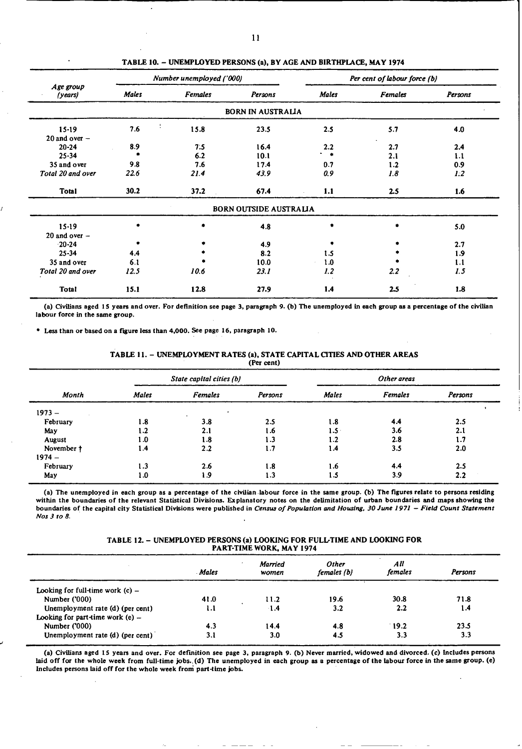### TABLE 10. – UNEMPLOYED PERSONS (a), BY AGE AND BIRTHPLACE, MAY 1974

| Age group (years) | Number unemployed ('000) | | | Per cent of labour force (b) | | |
|---|---|---|---|---|---|---|
| | Males | Females | Persons | Males | Females | Persons |
| **BORN IN AUSTRALIA** | | | | | | |
| 15-19 | 7.6 | 15.8 | 23.5 | 2.5 | 5.7 | 4.0 |
| 20 and over – | | | | | | |
| 20-24 | 8.9 | 7.5 | 16.4 | 2.2 | 2.7 | 2.4 |
| 25-34 | * | 6.2 | 10.1 | * | 2.1 | 1.1 |
| 35 and over | 9.8 | 7.6 | 17.4 | 0.7 | 1.2 | 0.9 |
| *Total 20 and over* | *22.6* | *21.4* | *43.9* | *0.9* | *1.8* | *1.2* |
| **Total** | **30.2** | **37.2** | **67.4** | **1.1** | **2.5** | **1.6** |
| **BORN OUTSIDE AUSTRALIA** | | | | | | |
| 15-19 | * | * | 4.8 | * | * | 5.0 |
| 20 and over – | | | | | | |
| 20-24 | * | * | 4.9 | * | * | 2.7 |
| 25-34 | 4.4 | * | 8.2 | 1.5 | * | 1.9 |
| 35 and over | 6.1 | * | 10.0 | 1.0 | * | 1.1 |
| *Total 20 and over* | *12.5* | *10.6* | *23.1* | *1.2* | *2.2* | *1.5* |
| **Total** | **15.1** | **12.8** | **27.9** | **1.4** | **2.5** | **1.8** |

(a) Civilians aged 15 years and over. For definition see page 3, paragraph 9. (b) The unemployed in each group as a percentage of the civilian labour force in the same group.

\* Less than or based on a figure less than 4,000. See page 16, paragraph 10.

### TABLE 11. – UNEMPLOYMENT RATES (a), STATE CAPITAL CITIES AND OTHER AREAS
(Per cent)

| Month | State capital cities (b) | | | Other areas | | |
|---|---|---|---|---|---|---|
| | Males | Females | Persons | Males | Females | Persons |
| 1973 – | | | | | | |
| February | 1.8 | 3.8 | 2.5 | 1.8 | 4.4 | 2.5 |
| May | 1.2 | 2.1 | 1.6 | 1.5 | 3.6 | 2.1 |
| August | 1.0 | 1.8 | 1.3 | 1.2 | 2.8 | 1.7 |
| November † | 1.4 | 2.2 | 1.7 | 1.4 | 3.5 | 2.0 |
| 1974 – | | | | | | |
| February | 1.3 | 2.6 | 1.8 | 1.6 | 4.4 | 2.5 |
| May | 1.0 | 1.9 | 1.3 | 1.5 | 3.9 | 2.2 |

(a) The unemployed in each group as a percentage of the civilian labour force in the same group. (b) The figures relate to persons residing within the boundaries of the relevant Statistical Divisions. Explanatory notes on the delimitation of urban boundaries and maps showing the boundaries of the capital city Statistical Divisions were published in *Census of Population and Housing, 30 June 1971 – Field Count Statement Nos 3 to 8.*

### TABLE 12. – UNEMPLOYED PERSONS (a) LOOKING FOR FULL-TIME AND LOOKING FOR PART-TIME WORK, MAY 1974

| | Males | Married women | Other females (b) | All females | Persons |
|---|---|---|---|---|---|
| Looking for full-time work (c) – | | | | | |
| Number ('000) | 41.0 | 11.2 | 19.6 | 30.8 | 71.8 |
| Unemployment rate (d) (per cent) | 1.1 | 1.4 | 3.2 | 2.2 | 1.4 |
| Looking for part-time work (e) – | | | | | |
| Number ('000) | 4.3 | 14.4 | 4.8 | 19.2 | 23.5 |
| Unemployment rate (d) (per cent) | 3.1 | 3.0 | 4.5 | 3.3 | 3.3 |

(a) Civilians aged 15 years and over. For definition see page 3, paragraph 9. (b) Never married, widowed and divorced. (c) Includes persons laid off for the whole week from full-time jobs. (d) The unemployed in each group as a percentage of the labour force in the same group. (e) Includes persons laid off for the whole week from part-time jobs.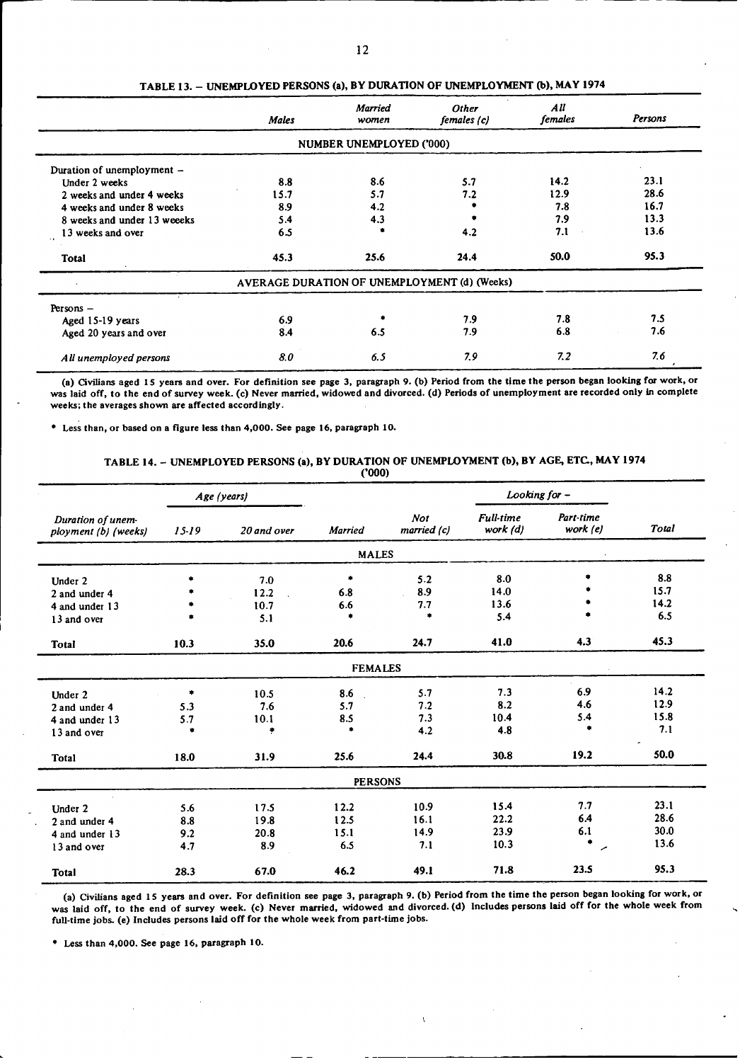## TABLE 13. – UNEMPLOYED PERSONS (a), BY DURATION OF UNEMPLOYMENT (b), MAY 1974

| | Males | Married women | Other females (c) | All females | Persons |
|---|---|---|---|---|---|
| **NUMBER UNEMPLOYED ('000)** | | | | | |
| Duration of unemployment – | | | | | |
| Under 2 weeks | 8.8 | 8.6 | 5.7 | 14.2 | 23.1 |
| 2 weeks and under 4 weeks | 15.7 | 5.7 | 7.2 | 12.9 | 28.6 |
| 4 weeks and under 8 weeks | 8.9 | 4.2 | * | 7.8 | 16.7 |
| 8 weeks and under 13 weeeks | 5.4 | 4.3 | * | 7.9 | 13.3 |
| 13 weeks and over | 6.5 | * | 4.2 | 7.1 | 13.6 |
| **Total** | **45.3** | **25.6** | **24.4** | **50.0** | **95.3** |
| **AVERAGE DURATION OF UNEMPLOYMENT (d) (Weeks)** | | | | | |
| Persons – | | | | | |
| Aged 15-19 years | 6.9 | * | 7.9 | 7.8 | 7.5 |
| Aged 20 years and over | 8.4 | 6.5 | 7.9 | 6.8 | 7.6 |
| *All unemployed persons* | *8.0* | *6.5* | *7.9* | *7.2* | *7.6* |

(a) Civilians aged 15 years and over. For definition see page 3, paragraph 9. (b) Period from the time the person began looking for work, or was laid off, to the end of survey week. (c) Never married, widowed and divorced. (d) Periods of unemployment are recorded only in complete weeks; the averages shown are affected accordingly.

* Less than, or based on a figure less than 4,000. See page 16, paragraph 10.

## TABLE 14. – UNEMPLOYED PERSONS (a), BY DURATION OF UNEMPLOYMENT (b), BY AGE, ETC., MAY 1974

('000)

| Duration of unemployment (b) (weeks) | Age (years) | | | | Looking for – | | |
|---|---|---|---|---|---|---|---|
| | 15-19 | 20 and over | Married | Not married (c) | Full-time work (d) | Part-time work (e) | Total |
| **MALES** | | | | | | | |
| Under 2 | * | 7.0 | * | 5.2 | 8.0 | * | 8.8 |
| 2 and under 4 | * | 12.2 | 6.8 | 8.9 | 14.0 | * | 15.7 |
| 4 and under 13 | * | 10.7 | 6.6 | 7.7 | 13.6 | * | 14.2 |
| 13 and over | * | 5.1 | * | * | 5.4 | * | 6.5 |
| **Total** | **10.3** | **35.0** | **20.6** | **24.7** | **41.0** | **4.3** | **45.3** |
| **FEMALES** | | | | | | | |
| Under 2 | * | 10.5 | 8.6 | 5.7 | 7.3 | 6.9 | 14.2 |
| 2 and under 4 | 5.3 | 7.6 | 5.7 | 7.2 | 8.2 | 4.6 | 12.9 |
| 4 and under 13 | 5.7 | 10.1 | 8.5 | 7.3 | 10.4 | 5.4 | 15.8 |
| 13 and over | * | * | * | 4.2 | 4.8 | * | 7.1 |
| **Total** | **18.0** | **31.9** | **25.6** | **24.4** | **30.8** | **19.2** | **50.0** |
| **PERSONS** | | | | | | | |
| Under 2 | 5.6 | 17.5 | 12.2 | 10.9 | 15.4 | 7.7 | 23.1 |
| 2 and under 4 | 8.8 | 19.8 | 12.5 | 16.1 | 22.2 | 6.4 | 28.6 |
| 4 and under 13 | 9.2 | 20.8 | 15.1 | 14.9 | 23.9 | 6.1 | 30.0 |
| 13 and over | 4.7 | 8.9 | 6.5 | 7.1 | 10.3 | * | 13.6 |
| **Total** | **28.3** | **67.0** | **46.2** | **49.1** | **71.8** | **23.5** | **95.3** |

(a) Civilians aged 15 years and over. For definition see page 3, paragraph 9. (b) Period from the time the person began looking for work, or was laid off, to the end of survey week. (c) Never married, widowed and divorced. (d) Includes persons laid off for the whole week from full-time jobs. (e) Includes persons laid off for the whole week from part-time jobs.

* Less than 4,000. See page 16, paragraph 10.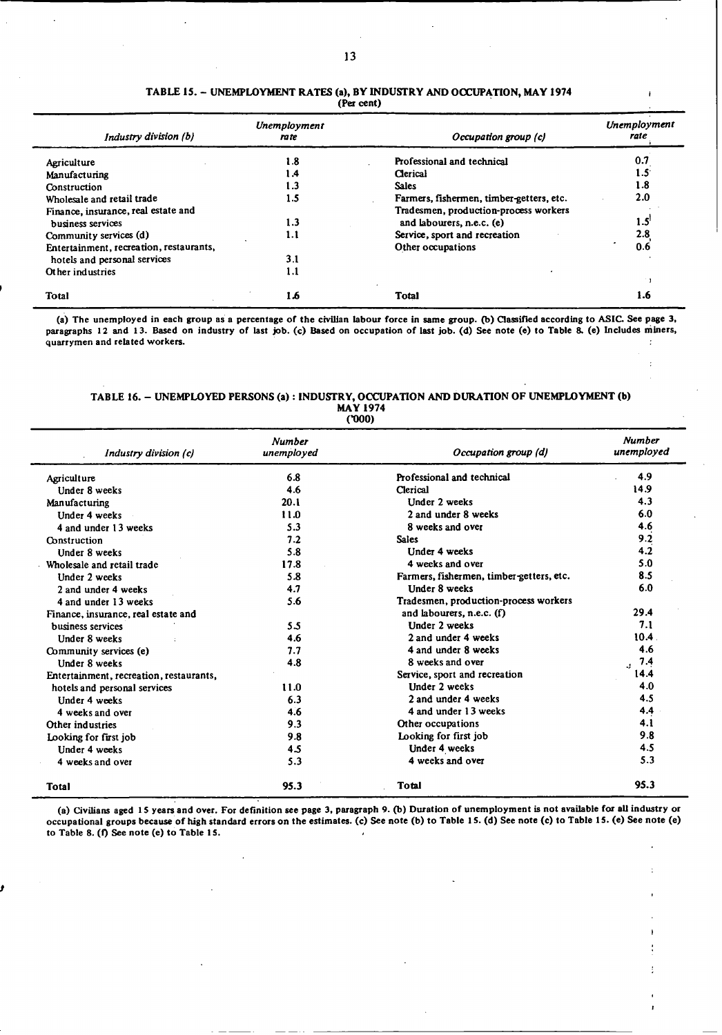## TABLE 15. – UNEMPLOYMENT RATES (a), BY INDUSTRY AND OCCUPATION, MAY 1974

(Per cent)

| *Industry division (b)* | *Unemployment rate* | *Occupation group (c)* | *Unemployment rate* |
|---|---|---|---|
| Agriculture | 1.8 | Professional and technical | 0.7 |
| Manufacturing | 1.4 | Clerical | 1.5 |
| Construction | 1.3 | Sales | 1.8 |
| Wholesale and retail trade | 1.5 | Farmers, fishermen, timber-getters, etc. | 2.0 |
| Finance, insurance, real estate and business services | 1.3 | Tradesmen, production-process workers and labourers, n.e.c. (e) | 1.5 |
| Community services (d) | 1.1 | Service, sport and recreation | 2.8 |
| Entertainment, recreation, restaurants, hotels and personal services | 3.1 | Other occupations | 0.6 |
| Other industries | 1.1 | | |
| **Total** | 1.6 | **Total** | 1.6 |

(a) The unemployed in each group as a percentage of the civilian labour force in same group. (b) Classified according to ASIC. See page 3, paragraphs 12 and 13. Based on industry of last job. (c) Based on occupation of last job. (d) See note (e) to Table 8. (e) Includes miners, quarrymen and related workers.

## TABLE 16. – UNEMPLOYED PERSONS (a) : INDUSTRY, OCCUPATION AND DURATION OF UNEMPLOYMENT (b) MAY 1974

('000)

| *Industry division (c)* | *Number unemployed* | *Occupation group (d)* | *Number unemployed* |
|---|---|---|---|
| Agriculture | 6.8 | Professional and technical | 4.9 |
| Under 8 weeks | 4.6 | Clerical | 14.9 |
| Manufacturing | 20.1 | Under 2 weeks | 4.3 |
| Under 4 weeks | 11.0 | 2 and under 8 weeks | 6.0 |
| 4 and under 13 weeks | 5.3 | 8 weeks and over | 4.6 |
| Construction | 7.2 | Sales | 9.2 |
| Under 8 weeks | 5.8 | Under 4 weeks | 4.2 |
| Wholesale and retail trade | 17.8 | 4 weeks and over | 5.0 |
| Under 2 weeks | 5.8 | Farmers, fishermen, timber-getters, etc. | 8.5 |
| 2 and under 4 weeks | 4.7 | Under 8 weeks | 6.0 |
| 4 and under 13 weeks | 5.6 | Tradesmen, production-process workers and labourers, n.e.c. (f) | 29.4 |
| Finance, insurance, real estate and business services | 5.5 | Under 2 weeks | 7.1 |
| Under 8 weeks | 4.6 | 2 and under 4 weeks | 10.4 |
| Community services (e) | 7.7 | 4 and under 8 weeks | 4.6 |
| Under 8 weeks | 4.8 | 8 weeks and over | 7.4 |
| Entertainment, recreation, restaurants, hotels and personal services | 11.0 | Service, sport and recreation | 14.4 |
| Under 4 weeks | 6.3 | Under 2 weeks | 4.0 |
| 4 weeks and over | 4.6 | 2 and under 4 weeks | 4.5 |
| Other industries | 9.3 | 4 and under 13 weeks | 4.4 |
| Looking for first job | 9.8 | Other occupations | 4.1 |
| Under 4 weeks | 4.5 | Looking for first job | 9.8 |
| 4 weeks and over | 5.3 | Under 4 weeks | 4.5 |
| | | 4 weeks and over | 5.3 |
| **Total** | 95.3 | **Total** | 95.3 |

(a) Civilians aged 15 years and over. For definition see page 3, paragraph 9. (b) Duration of unemployment is not available for all industry or occupational groups because of high standard errors on the estimates. (c) See note (b) to Table 15. (d) See note (c) to Table 15. (e) See note (e) to Table 8. (f) See note (e) to Table 15.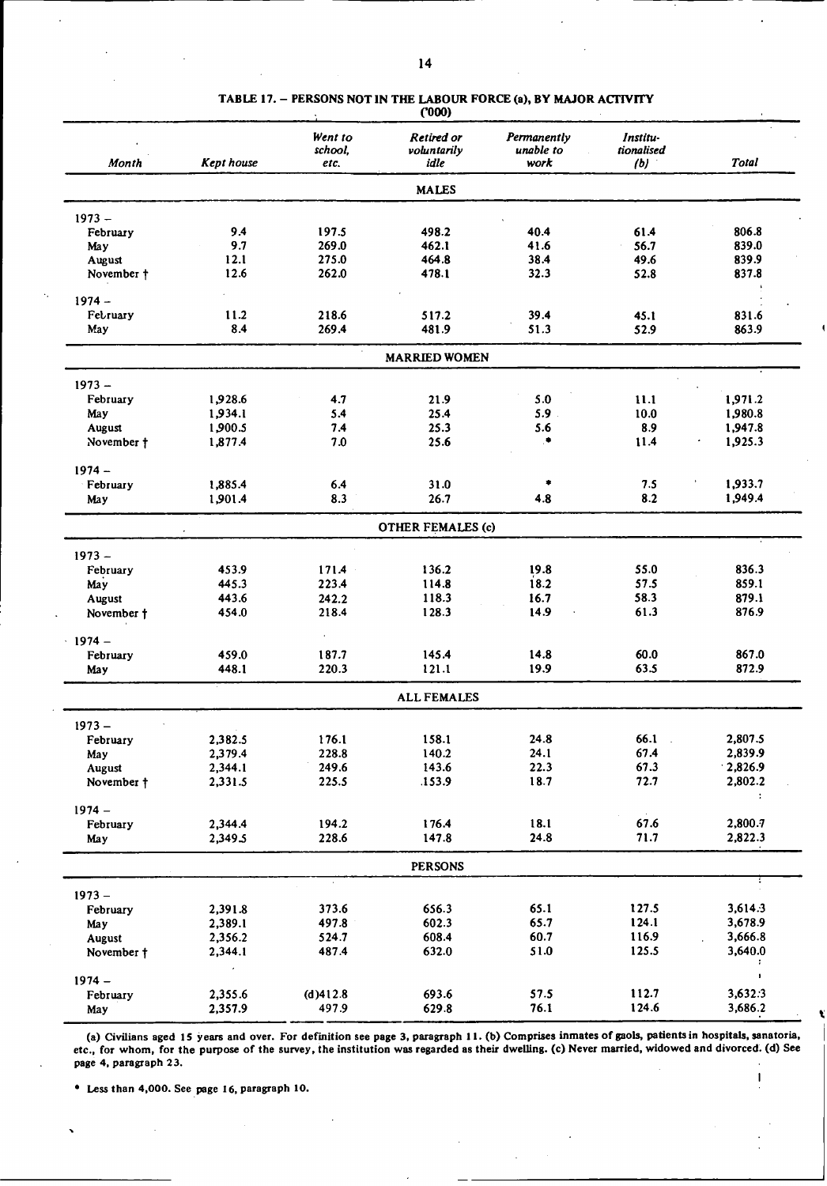TABLE 17. – PERSONS NOT IN THE LABOUR FORCE (a), BY MAJOR ACTIVITY
('000)

| *Month* | *Kept house* | *Went to school, etc.* | *Retired or voluntarily idle* | *Permanently unable to work* | *Institutionalised (b)* | *Total* |
|---|---|---|---|---|---|---|
| | | | MALES | | | |
| 1973 – | | | | | | |
| February | 9.4 | 197.5 | 498.2 | 40.4 | 61.4 | 806.8 |
| May | 9.7 | 269.0 | 462.1 | 41.6 | 56.7 | 839.0 |
| August | 12.1 | 275.0 | 464.8 | 38.4 | 49.6 | 839.9 |
| November † | 12.6 | 262.0 | 478.1 | 32.3 | 52.8 | 837.8 |
| 1974 – | | | | | | |
| February | 11.2 | 218.6 | 517.2 | 39.4 | 45.1 | 831.6 |
| May | 8.4 | 269.4 | 481.9 | 51.3 | 52.9 | 863.9 |
| | | | MARRIED WOMEN | | | |
| 1973 – | | | | | | |
| February | 1,928.6 | 4.7 | 21.9 | 5.0 | 11.1 | 1,971.2 |
| May | 1,934.1 | 5.4 | 25.4 | 5.9 | 10.0 | 1,980.8 |
| August | 1,900.5 | 7.4 | 25.3 | 5.6 | 8.9 | 1,947.8 |
| November † | 1,877.4 | 7.0 | 25.6 | * | 11.4 | 1,925.3 |
| 1974 – | | | | | | |
| February | 1,885.4 | 6.4 | 31.0 | * | 7.5 | 1,933.7 |
| May | 1,901.4 | 8.3 | 26.7 | 4.8 | 8.2 | 1,949.4 |
| | | | OTHER FEMALES (c) | | | |
| 1973 – | | | | | | |
| February | 453.9 | 171.4 | 136.2 | 19.8 | 55.0 | 836.3 |
| May | 445.3 | 223.4 | 114.8 | 18.2 | 57.5 | 859.1 |
| August | 443.6 | 242.2 | 118.3 | 16.7 | 58.3 | 879.1 |
| November † | 454.0 | 218.4 | 128.3 | 14.9 | 61.3 | 876.9 |
| 1974 – | | | | | | |
| February | 459.0 | 187.7 | 145.4 | 14.8 | 60.0 | 867.0 |
| May | 448.1 | 220.3 | 121.1 | 19.9 | 63.5 | 872.9 |
| | | | ALL FEMALES | | | |
| 1973 – | | | | | | |
| February | 2,382.5 | 176.1 | 158.1 | 24.8 | 66.1 | 2,807.5 |
| May | 2,379.4 | 228.8 | 140.2 | 24.1 | 67.4 | 2,839.9 |
| August | 2,344.1 | 249.6 | 143.6 | 22.3 | 67.3 | 2,826.9 |
| November † | 2,331.5 | 225.5 | 153.9 | 18.7 | 72.7 | 2,802.2 |
| 1974 – | | | | | | |
| February | 2,344.4 | 194.2 | 176.4 | 18.1 | 67.6 | 2,800.7 |
| May | 2,349.5 | 228.6 | 147.8 | 24.8 | 71.7 | 2,822.3 |
| | | | PERSONS | | | |
| 1973 – | | | | | | |
| February | 2,391.8 | 373.6 | 656.3 | 65.1 | 127.5 | 3,614.3 |
| May | 2,389.1 | 497.8 | 602.3 | 65.7 | 124.1 | 3,678.9 |
| August | 2,356.2 | 524.7 | 608.4 | 60.7 | 116.9 | 3,666.8 |
| November † | 2,344.1 | 487.4 | 632.0 | 51.0 | 125.5 | 3,640.0 |
| 1974 – | | | | | | |
| February | 2,355.6 | (d)412.8 | 693.6 | 57.5 | 112.7 | 3,632.3 |
| May | 2,357.9 | 497.9 | 629.8 | 76.1 | 124.6 | 3,686.2 |

(a) Civilians aged 15 years and over. For definition see page 3, paragraph 11. (b) Comprises inmates of gaols, patients in hospitals, sanatoria, etc., for whom, for the purpose of the survey, the institution was regarded as their dwelling. (c) Never married, widowed and divorced. (d) See page 4, paragraph 23.

\* Less than 4,000. See page 16, paragraph 10.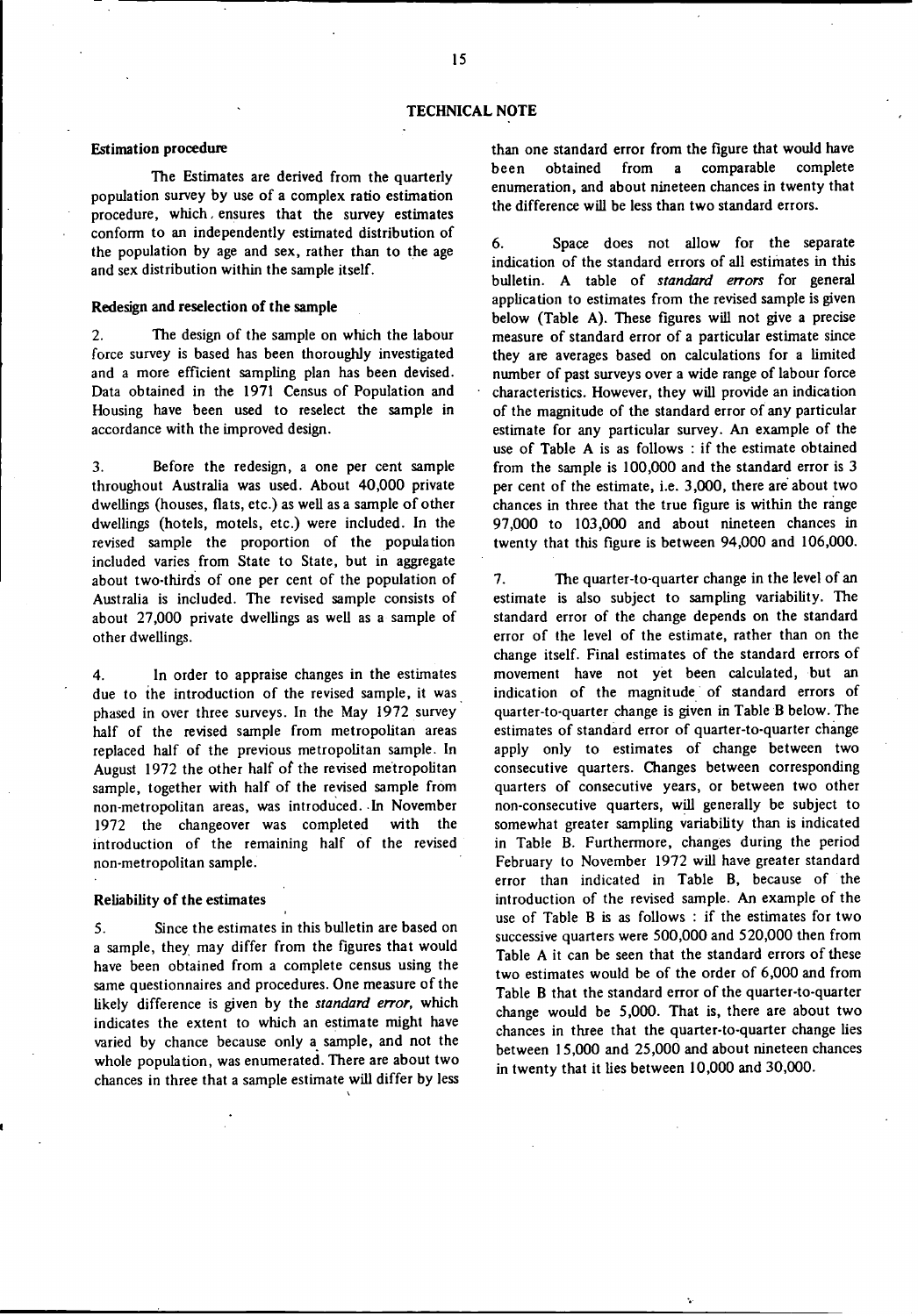# TECHNICAL NOTE

### Estimation procedure

The Estimates are derived from the quarterly population survey by use of a complex ratio estimation procedure, which ensures that the survey estimates conform to an independently estimated distribution of the population by age and sex, rather than to the age and sex distribution within the sample itself.

### Redesign and reselection of the sample

2. The design of the sample on which the labour force survey is based has been thoroughly investigated and a more efficient sampling plan has been devised. Data obtained in the 1971 Census of Population and Housing have been used to reselect the sample in accordance with the improved design.

3. Before the redesign, a one per cent sample throughout Australia was used. About 40,000 private dwellings (houses, flats, etc.) as well as a sample of other dwellings (hotels, motels, etc.) were included. In the revised sample the proportion of the population included varies from State to State, but in aggregate about two-thirds of one per cent of the population of Australia is included. The revised sample consists of about 27,000 private dwellings as well as a sample of other dwellings.

4. In order to appraise changes in the estimates due to the introduction of the revised sample, it was phased in over three surveys. In the May 1972 survey half of the revised sample from metropolitan areas replaced half of the previous metropolitan sample. In August 1972 the other half of the revised metropolitan sample, together with half of the revised sample from non-metropolitan areas, was introduced. In November 1972 the changeover was completed with the introduction of the remaining half of the revised non-metropolitan sample.

### Reliability of the estimates

5. Since the estimates in this bulletin are based on a sample, they may differ from the figures that would have been obtained from a complete census using the same questionnaires and procedures. One measure of the likely difference is given by the *standard error*, which indicates the extent to which an estimate might have varied by chance because only a sample, and not the whole population, was enumerated. There are about two chances in three that a sample estimate will differ by less than one standard error from the figure that would have been obtained from a comparable complete enumeration, and about nineteen chances in twenty that the difference will be less than two standard errors.

6. Space does not allow for the separate indication of the standard errors of all estimates in this bulletin. A table of *standard errors* for general application to estimates from the revised sample is given below (Table A). These figures will not give a precise measure of standard error of a particular estimate since they are averages based on calculations for a limited number of past surveys over a wide range of labour force characteristics. However, they will provide an indication of the magnitude of the standard error of any particular estimate for any particular survey. An example of the use of Table A is as follows : if the estimate obtained from the sample is 100,000 and the standard error is 3 per cent of the estimate, i.e. 3,000, there are about two chances in three that the true figure is within the range 97,000 to 103,000 and about nineteen chances in twenty that this figure is between 94,000 and 106,000.

7. The quarter-to-quarter change in the level of an estimate is also subject to sampling variability. The standard error of the change depends on the standard error of the level of the estimate, rather than on the change itself. Final estimates of the standard errors of movement have not yet been calculated, but an indication of the magnitude of standard errors of quarter-to-quarter change is given in Table B below. The estimates of standard error of quarter-to-quarter change apply only to estimates of change between two consecutive quarters. Changes between corresponding quarters of consecutive years, or between two other non-consecutive quarters, will generally be subject to somewhat greater sampling variability than is indicated in Table B. Furthermore, changes during the period February to November 1972 will have greater standard error than indicated in Table B, because of the introduction of the revised sample. An example of the use of Table B is as follows : if the estimates for two successive quarters were 500,000 and 520,000 then from Table A it can be seen that the standard errors of these two estimates would be of the order of 6,000 and from Table B that the standard error of the quarter-to-quarter change would be 5,000. That is, there are about two chances in three that the quarter-to-quarter change lies between 15,000 and 25,000 and about nineteen chances in twenty that it lies between 10,000 and 30,000.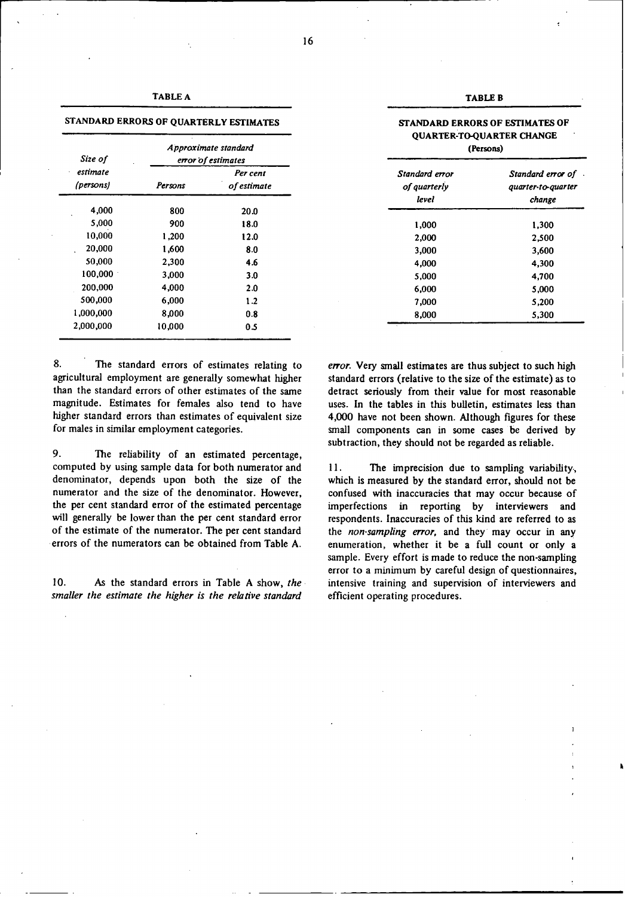**TABLE A**

**STANDARD ERRORS OF QUARTERLY ESTIMATES**

| Size of estimate (persons) | *Approximate standard error of estimates* | |
|---|---|---|
| | *Persons* | *Per cent of estimate* |
| 4,000 | 800 | 20.0 |
| 5,000 | 900 | 18.0 |
| 10,000 | 1,200 | 12.0 |
| 20,000 | 1,600 | 8.0 |
| 50,000 | 2,300 | 4.6 |
| 100,000 | 3,000 | 3.0 |
| 200,000 | 4,000 | 2.0 |
| 500,000 | 6,000 | 1.2 |
| 1,000,000 | 8,000 | 0.8 |
| 2,000,000 | 10,000 | 0.5 |

**TABLE B**

**STANDARD ERRORS OF ESTIMATES OF QUARTER-TO-QUARTER CHANGE**
**(Persons)**

| *Standard error of quarterly level* | *Standard error of quarter-to-quarter change* |
|---|---|
| 1,000 | 1,300 |
| 2,000 | 2,500 |
| 3,000 | 3,600 |
| 4,000 | 4,300 |
| 5,000 | 4,700 |
| 6,000 | 5,000 |
| 7,000 | 5,200 |
| 8,000 | 5,300 |

8. The standard errors of estimates relating to agricultural employment are generally somewhat higher than the standard errors of other estimates of the same magnitude. Estimates for females also tend to have higher standard errors than estimates of equivalent size for males in similar employment categories.

9. The reliability of an estimated percentage, computed by using sample data for both numerator and denominator, depends upon both the size of the numerator and the size of the denominator. However, the per cent standard error of the estimated percentage will generally be lower than the per cent standard error of the estimate of the numerator. The per cent standard errors of the numerators can be obtained from Table A.

10. As the standard errors in Table A show, *the smaller the estimate the higher is the relative standard error.* Very small estimates are thus subject to such high standard errors (relative to the size of the estimate) as to detract seriously from their value for most reasonable uses. In the tables in this bulletin, estimates less than 4,000 have not been shown. Although figures for these small components can in some cases be derived by subtraction, they should not be regarded as reliable.

11. The imprecision due to sampling variability, which is measured by the standard error, should not be confused with inaccuracies that may occur because of imperfections in reporting by interviewers and respondents. Inaccuracies of this kind are referred to as the *non-sampling error,* and they may occur in any enumeration, whether it be a full count or only a sample. Every effort is made to reduce the non-sampling error to a minimum by careful design of questionnaires, intensive training and supervision of interviewers and efficient operating procedures.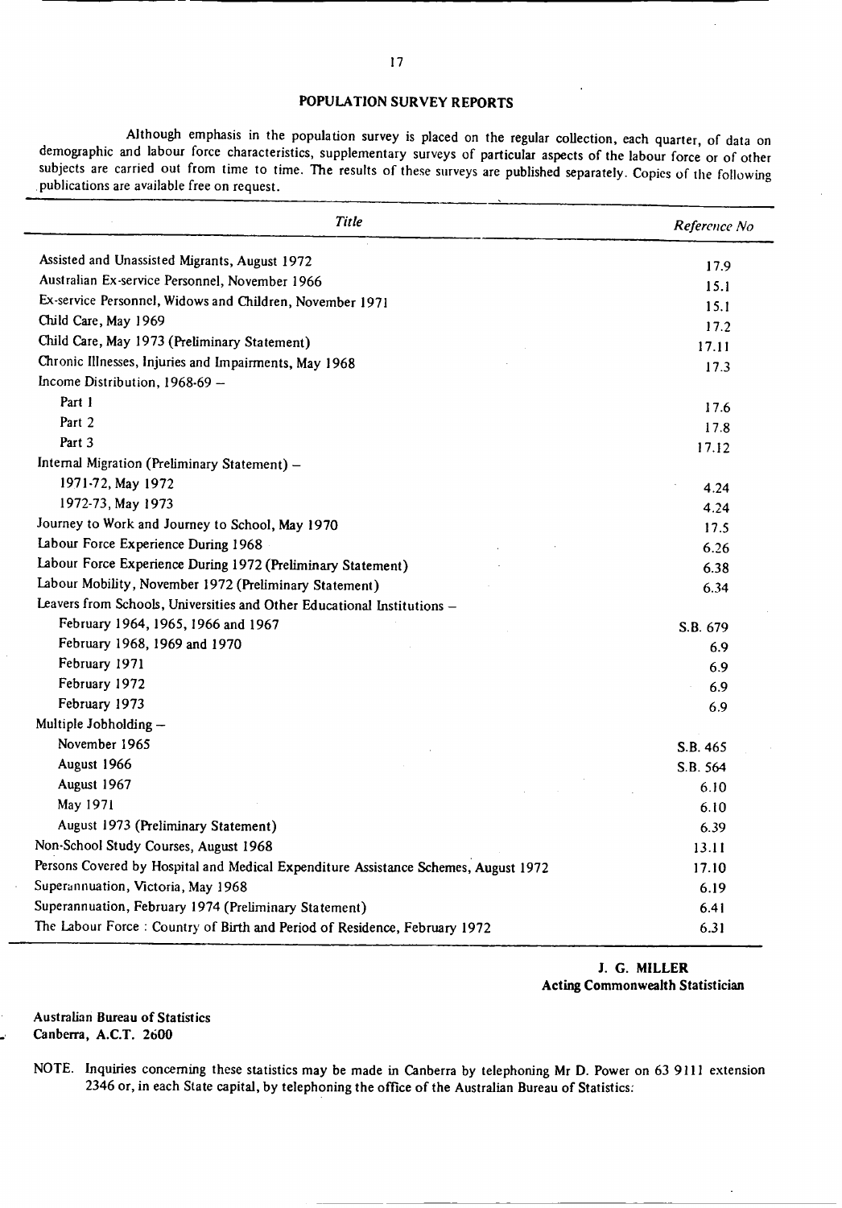## POPULATION SURVEY REPORTS

Although emphasis in the population survey is placed on the regular collection, each quarter, of data on demographic and labour force characteristics, supplementary surveys of particular aspects of the labour force or of other subjects are carried out from time to time. The results of these surveys are published separately. Copies of the following publications are available free on request.

| *Title* | *Reference No* |
|---|---|
| Assisted and Unassisted Migrants, August 1972 | 17.9 |
| Australian Ex-service Personnel, November 1966 | 15.1 |
| Ex-service Personnel, Widows and Children, November 1971 | 15.1 |
| Child Care, May 1969 | 17.2 |
| Child Care, May 1973 (Preliminary Statement) | 17.11 |
| Chronic Illnesses, Injuries and Impairments, May 1968 | 17.3 |
| Income Distribution, 1968-69 – | |
| Part 1 | 17.6 |
| Part 2 | 17.8 |
| Part 3 | 17.12 |
| Internal Migration (Preliminary Statement) – | |
| 1971-72, May 1972 | 4.24 |
| 1972-73, May 1973 | 4.24 |
| Journey to Work and Journey to School, May 1970 | 17.5 |
| Labour Force Experience During 1968 | 6.26 |
| Labour Force Experience During 1972 (Preliminary Statement) | 6.38 |
| Labour Mobility, November 1972 (Preliminary Statement) | 6.34 |
| Leavers from Schools, Universities and Other Educational Institutions – | |
| February 1964, 1965, 1966 and 1967 | S.B. 679 |
| February 1968, 1969 and 1970 | 6.9 |
| February 1971 | 6.9 |
| February 1972 | 6.9 |
| February 1973 | 6.9 |
| Multiple Jobholding – | |
| November 1965 | S.B. 465 |
| August 1966 | S.B. 564 |
| August 1967 | 6.10 |
| May 1971 | 6.10 |
| August 1973 (Preliminary Statement) | 6.39 |
| Non-School Study Courses, August 1968 | 13.11 |
| Persons Covered by Hospital and Medical Expenditure Assistance Schemes, August 1972 | 17.10 |
| Superannuation, Victoria, May 1968 | 6.19 |
| Superannuation, February 1974 (Preliminary Statement) | 6.41 |
| The Labour Force : Country of Birth and Period of Residence, February 1972 | 6.31 |

**J. G. MILLER**
**Acting Commonwealth Statistician**

**Australian Bureau of Statistics**
**Canberra, A.C.T. 2600**

NOTE. Inquiries concerning these statistics may be made in Canberra by telephoning Mr D. Power on 63 9111 extension 2346 or, in each State capital, by telephoning the office of the Australian Bureau of Statistics.